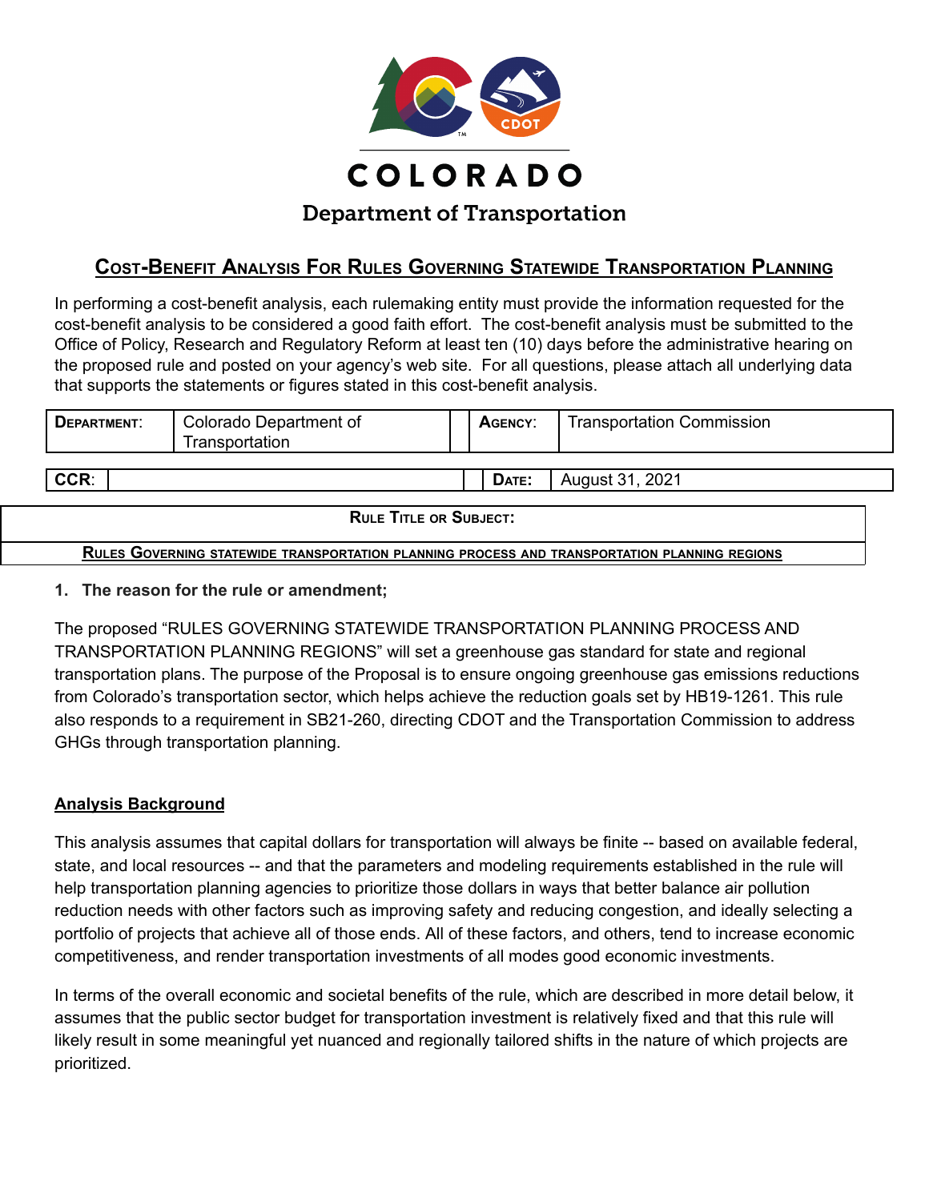COLORADO

Department of Transportation

# Cost-Benefit Analysis For Rules Governing Statewide Transportation Planning

In performing a cost-benefit analysis, each rulemaking entity must provide the information requested for the cost-benefit analysis to be considered a good faith effort. The cost-benefit analysis must be submitted to the Office of Policy, Research and Regulatory Reform at least ten (10) days before the administrative hearing on the proposed rule and posted on your agency's web site. For all questions, please attach all underlying data that supports the statements or figures stated in this cost-benefit analysis.

| **Department**: | Colorado Department of Transportation | **Agency**: | Transportation Commission |
|---|---|---|---|
| **CCR**: | | **Date:** | August 31, 2021 |

| **Rule Title or Subject:** |
|---|
| **Rules Governing statewide transportation planning process and transportation planning regions** |

**1. The reason for the rule or amendment;**

The proposed "RULES GOVERNING STATEWIDE TRANSPORTATION PLANNING PROCESS AND TRANSPORTATION PLANNING REGIONS" will set a greenhouse gas standard for state and regional transportation plans. The purpose of the Proposal is to ensure ongoing greenhouse gas emissions reductions from Colorado's transportation sector, which helps achieve the reduction goals set by HB19-1261. This rule also responds to a requirement in SB21-260, directing CDOT and the Transportation Commission to address GHGs through transportation planning.

**Analysis Background**

This analysis assumes that capital dollars for transportation will always be finite -- based on available federal, state, and local resources -- and that the parameters and modeling requirements established in the rule will help transportation planning agencies to prioritize those dollars in ways that better balance air pollution reduction needs with other factors such as improving safety and reducing congestion, and ideally selecting a portfolio of projects that achieve all of those ends. All of these factors, and others, tend to increase economic competitiveness, and render transportation investments of all modes good economic investments.

In terms of the overall economic and societal benefits of the rule, which are described in more detail below, it assumes that the public sector budget for transportation investment is relatively fixed and that this rule will likely result in some meaningful yet nuanced and regionally tailored shifts in the nature of which projects are prioritized.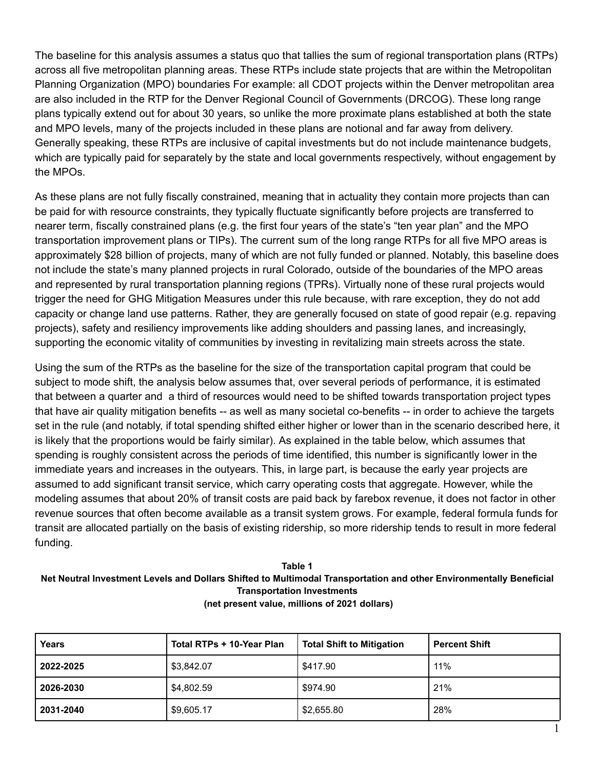The baseline for this analysis assumes a status quo that tallies the sum of regional transportation plans (RTPs) across all five metropolitan planning areas. These RTPs include state projects that are within the Metropolitan Planning Organization (MPO) boundaries For example: all CDOT projects within the Denver metropolitan area are also included in the RTP for the Denver Regional Council of Governments (DRCOG). These long range plans typically extend out for about 30 years, so unlike the more proximate plans established at both the state and MPO levels, many of the projects included in these plans are notional and far away from delivery. Generally speaking, these RTPs are inclusive of capital investments but do not include maintenance budgets, which are typically paid for separately by the state and local governments respectively, without engagement by the MPOs.

As these plans are not fully fiscally constrained, meaning that in actuality they contain more projects than can be paid for with resource constraints, they typically fluctuate significantly before projects are transferred to nearer term, fiscally constrained plans (e.g. the first four years of the state's "ten year plan" and the MPO transportation improvement plans or TIPs). The current sum of the long range RTPs for all five MPO areas is approximately $28 billion of projects, many of which are not fully funded or planned. Notably, this baseline does not include the state's many planned projects in rural Colorado, outside of the boundaries of the MPO areas and represented by rural transportation planning regions (TPRs). Virtually none of these rural projects would trigger the need for GHG Mitigation Measures under this rule because, with rare exception, they do not add capacity or change land use patterns. Rather, they are generally focused on state of good repair (e.g. repaving projects), safety and resiliency improvements like adding shoulders and passing lanes, and increasingly, supporting the economic vitality of communities by investing in revitalizing main streets across the state.

Using the sum of the RTPs as the baseline for the size of the transportation capital program that could be subject to mode shift, the analysis below assumes that, over several periods of performance, it is estimated that between a quarter and a third of resources would need to be shifted towards transportation project types that have air quality mitigation benefits -- as well as many societal co-benefits -- in order to achieve the targets set in the rule (and notably, if total spending shifted either higher or lower than in the scenario described here, it is likely that the proportions would be fairly similar). As explained in the table below, which assumes that spending is roughly consistent across the periods of time identified, this number is significantly lower in the immediate years and increases in the outyears. This, in large part, is because the early year projects are assumed to add significant transit service, which carry operating costs that aggregate. However, while the modeling assumes that about 20% of transit costs are paid back by farebox revenue, it does not factor in other revenue sources that often become available as a transit system grows. For example, federal formula funds for transit are allocated partially on the basis of existing ridership, so more ridership tends to result in more federal funding.

**Table 1**
**Net Neutral Investment Levels and Dollars Shifted to Multimodal Transportation and other Environmentally Beneficial Transportation Investments**
**(net present value, millions of 2021 dollars)**

| Years | Total RTPs + 10-Year Plan | Total Shift to Mitigation | Percent Shift |
|---|---|---|---|
| **2022-2025** | $3,842.07 | $417.90 | 11% |
| **2026-2030** | $4,802.59 | $974.90 | 21% |
| **2031-2040** | $9,605.17 | $2,655.80 | 28% |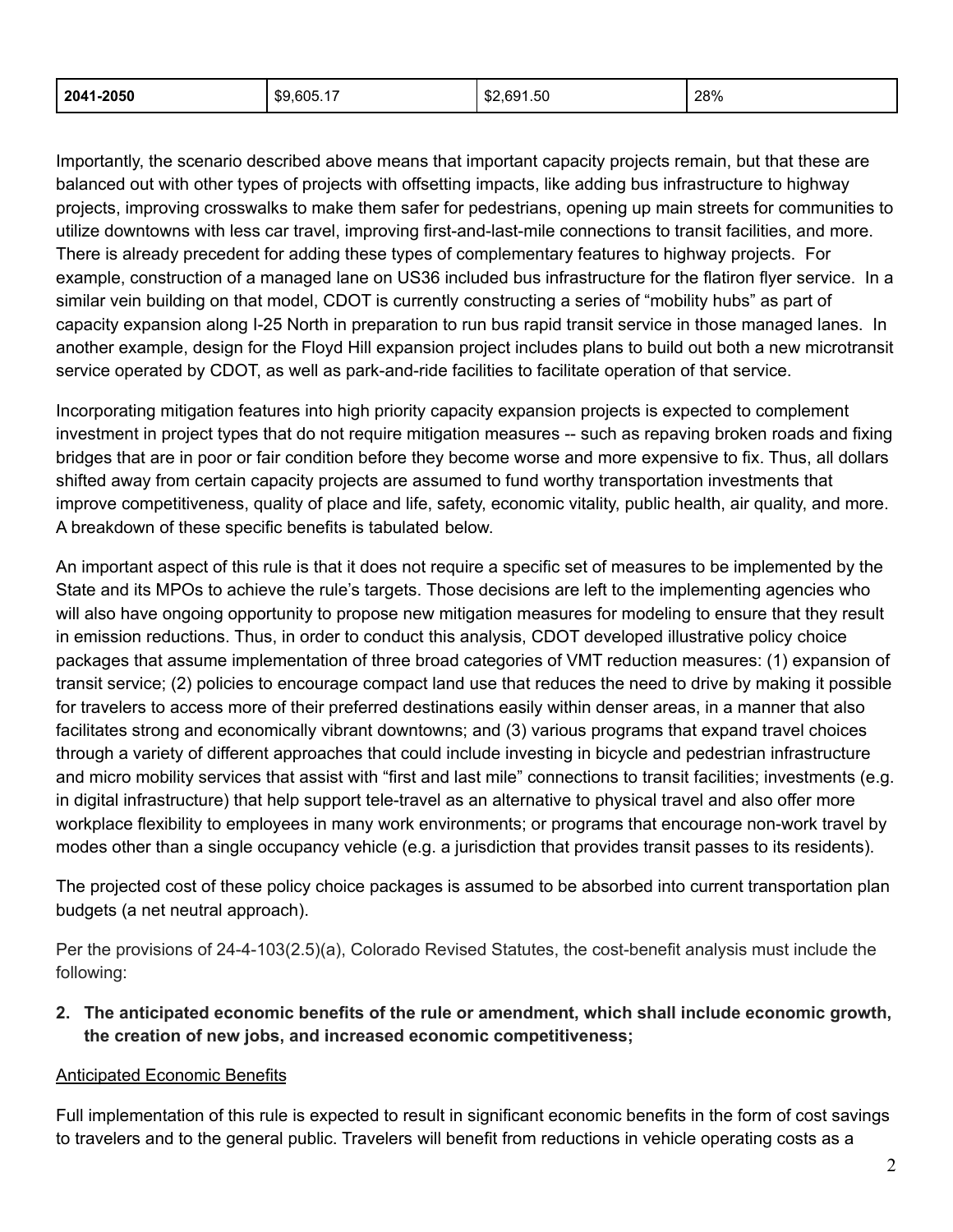| 2041-2050 | $9,605.17 | $2,691.50 | 28% |
|---|---|---|---|

Importantly, the scenario described above means that important capacity projects remain, but that these are balanced out with other types of projects with offsetting impacts, like adding bus infrastructure to highway projects, improving crosswalks to make them safer for pedestrians, opening up main streets for communities to utilize downtowns with less car travel, improving first-and-last-mile connections to transit facilities, and more. There is already precedent for adding these types of complementary features to highway projects. For example, construction of a managed lane on US36 included bus infrastructure for the flatiron flyer service. In a similar vein building on that model, CDOT is currently constructing a series of "mobility hubs" as part of capacity expansion along I-25 North in preparation to run bus rapid transit service in those managed lanes. In another example, design for the Floyd Hill expansion project includes plans to build out both a new microtransit service operated by CDOT, as well as park-and-ride facilities to facilitate operation of that service.

Incorporating mitigation features into high priority capacity expansion projects is expected to complement investment in project types that do not require mitigation measures -- such as repaving broken roads and fixing bridges that are in poor or fair condition before they become worse and more expensive to fix. Thus, all dollars shifted away from certain capacity projects are assumed to fund worthy transportation investments that improve competitiveness, quality of place and life, safety, economic vitality, public health, air quality, and more. A breakdown of these specific benefits is tabulated below.

An important aspect of this rule is that it does not require a specific set of measures to be implemented by the State and its MPOs to achieve the rule's targets. Those decisions are left to the implementing agencies who will also have ongoing opportunity to propose new mitigation measures for modeling to ensure that they result in emission reductions. Thus, in order to conduct this analysis, CDOT developed illustrative policy choice packages that assume implementation of three broad categories of VMT reduction measures: (1) expansion of transit service; (2) policies to encourage compact land use that reduces the need to drive by making it possible for travelers to access more of their preferred destinations easily within denser areas, in a manner that also facilitates strong and economically vibrant downtowns; and (3) various programs that expand travel choices through a variety of different approaches that could include investing in bicycle and pedestrian infrastructure and micro mobility services that assist with "first and last mile" connections to transit facilities; investments (e.g. in digital infrastructure) that help support tele-travel as an alternative to physical travel and also offer more workplace flexibility to employees in many work environments; or programs that encourage non-work travel by modes other than a single occupancy vehicle (e.g. a jurisdiction that provides transit passes to its residents).

The projected cost of these policy choice packages is assumed to be absorbed into current transportation plan budgets (a net neutral approach).

Per the provisions of 24-4-103(2.5)(a), Colorado Revised Statutes, the cost-benefit analysis must include the following:

2. **The anticipated economic benefits of the rule or amendment, which shall include economic growth, the creation of new jobs, and increased economic competitiveness;**

<u>Anticipated Economic Benefits</u>

Full implementation of this rule is expected to result in significant economic benefits in the form of cost savings to travelers and to the general public. Travelers will benefit from reductions in vehicle operating costs as a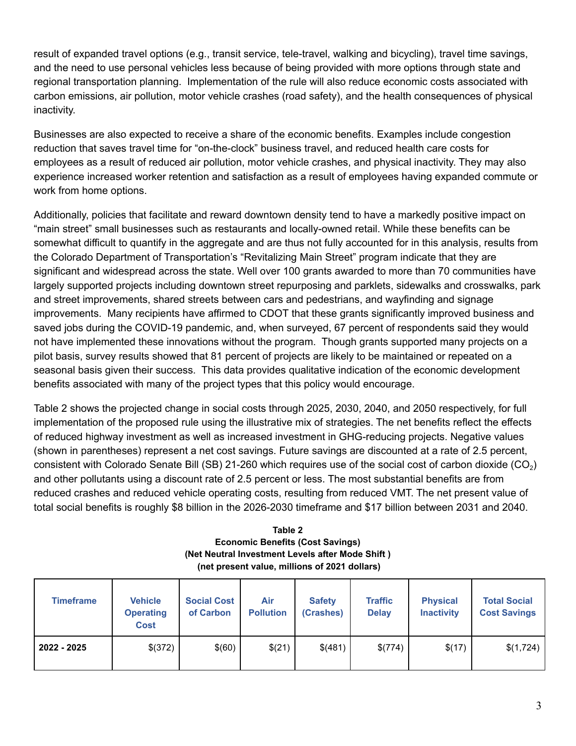result of expanded travel options (e.g., transit service, tele-travel, walking and bicycling), travel time savings, and the need to use personal vehicles less because of being provided with more options through state and regional transportation planning. Implementation of the rule will also reduce economic costs associated with carbon emissions, air pollution, motor vehicle crashes (road safety), and the health consequences of physical inactivity.

Businesses are also expected to receive a share of the economic benefits. Examples include congestion reduction that saves travel time for "on-the-clock" business travel, and reduced health care costs for employees as a result of reduced air pollution, motor vehicle crashes, and physical inactivity. They may also experience increased worker retention and satisfaction as a result of employees having expanded commute or work from home options.

Additionally, policies that facilitate and reward downtown density tend to have a markedly positive impact on "main street" small businesses such as restaurants and locally-owned retail. While these benefits can be somewhat difficult to quantify in the aggregate and are thus not fully accounted for in this analysis, results from the Colorado Department of Transportation's "Revitalizing Main Street" program indicate that they are significant and widespread across the state. Well over 100 grants awarded to more than 70 communities have largely supported projects including downtown street repurposing and parklets, sidewalks and crosswalks, park and street improvements, shared streets between cars and pedestrians, and wayfinding and signage improvements. Many recipients have affirmed to CDOT that these grants significantly improved business and saved jobs during the COVID-19 pandemic, and, when surveyed, 67 percent of respondents said they would not have implemented these innovations without the program. Though grants supported many projects on a pilot basis, survey results showed that 81 percent of projects are likely to be maintained or repeated on a seasonal basis given their success. This data provides qualitative indication of the economic development benefits associated with many of the project types that this policy would encourage.

Table 2 shows the projected change in social costs through 2025, 2030, 2040, and 2050 respectively, for full implementation of the proposed rule using the illustrative mix of strategies. The net benefits reflect the effects of reduced highway investment as well as increased investment in GHG-reducing projects. Negative values (shown in parentheses) represent a net cost savings. Future savings are discounted at a rate of 2.5 percent, consistent with Colorado Senate Bill (SB) 21-260 which requires use of the social cost of carbon dioxide ($CO_2$) and other pollutants using a discount rate of 2.5 percent or less. The most substantial benefits are from reduced crashes and reduced vehicle operating costs, resulting from reduced VMT. The net present value of total social benefits is roughly \$8 billion in the 2026-2030 timeframe and \$17 billion between 2031 and 2040.

**Table 2**
**Economic Benefits (Cost Savings)**
**(Net Neutral Investment Levels after Mode Shift )**
**(net present value, millions of 2021 dollars)**

| Timeframe | Vehicle Operating Cost | Social Cost of Carbon | Air Pollution | Safety (Crashes) | Traffic Delay | Physical Inactivity | Total Social Cost Savings |
|---|---|---|---|---|---|---|---|
| **2022 - 2025** | $(372) | $(60) | $(21) | $(481) | $(774) | $(17) | $(1,724) |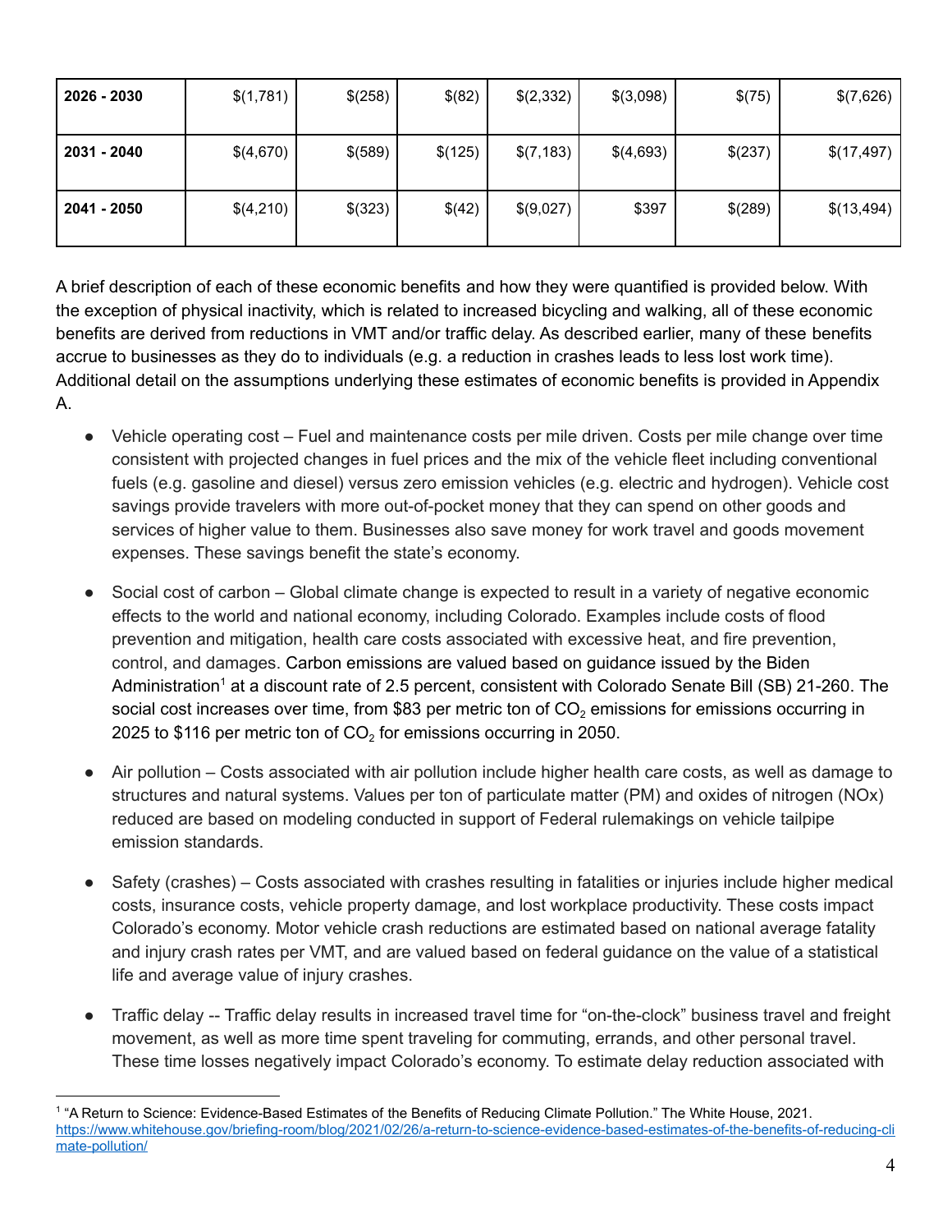| | | | | | | | |
|---|---|---|---|---|---|---|---|
| **2026 - 2030** | $(1,781) | $(258) | $(82) | $(2,332) | $(3,098) | $(75) | $(7,626) |
| **2031 - 2040** | $(4,670) | $(589) | $(125) | $(7,183) | $(4,693) | $(237) | $(17,497) |
| **2041 - 2050** | $(4,210) | $(323) | $(42) | $(9,027) | $397 | $(289) | $(13,494) |

A brief description of each of these economic benefits and how they were quantified is provided below. With the exception of physical inactivity, which is related to increased bicycling and walking, all of these economic benefits are derived from reductions in VMT and/or traffic delay. As described earlier, many of these benefits accrue to businesses as they do to individuals (e.g. a reduction in crashes leads to less lost work time). Additional detail on the assumptions underlying these estimates of economic benefits is provided in Appendix A.

- Vehicle operating cost – Fuel and maintenance costs per mile driven. Costs per mile change over time consistent with projected changes in fuel prices and the mix of the vehicle fleet including conventional fuels (e.g. gasoline and diesel) versus zero emission vehicles (e.g. electric and hydrogen). Vehicle cost savings provide travelers with more out-of-pocket money that they can spend on other goods and services of higher value to them. Businesses also save money for work travel and goods movement expenses. These savings benefit the state's economy.

- Social cost of carbon – Global climate change is expected to result in a variety of negative economic effects to the world and national economy, including Colorado. Examples include costs of flood prevention and mitigation, health care costs associated with excessive heat, and fire prevention, control, and damages. Carbon emissions are valued based on guidance issued by the Biden Administration[1] at a discount rate of 2.5 percent, consistent with Colorado Senate Bill (SB) 21-260. The social cost increases over time, from $83 per metric ton of $CO_2$ emissions for emissions occurring in 2025 to $116 per metric ton of $CO_2$ for emissions occurring in 2050.

- Air pollution – Costs associated with air pollution include higher health care costs, as well as damage to structures and natural systems. Values per ton of particulate matter (PM) and oxides of nitrogen (NOx) reduced are based on modeling conducted in support of Federal rulemakings on vehicle tailpipe emission standards.

- Safety (crashes) – Costs associated with crashes resulting in fatalities or injuries include higher medical costs, insurance costs, vehicle property damage, and lost workplace productivity. These costs impact Colorado's economy. Motor vehicle crash reductions are estimated based on national average fatality and injury crash rates per VMT, and are valued based on federal guidance on the value of a statistical life and average value of injury crashes.

- Traffic delay -- Traffic delay results in increased travel time for "on-the-clock" business travel and freight movement, as well as more time spent traveling for commuting, errands, and other personal travel. These time losses negatively impact Colorado's economy. To estimate delay reduction associated with

[1] "A Return to Science: Evidence-Based Estimates of the Benefits of Reducing Climate Pollution." The White House, 2021. https://www.whitehouse.gov/briefing-room/blog/2021/02/26/a-return-to-science-evidence-based-estimates-of-the-benefits-of-reducing-climate-pollution/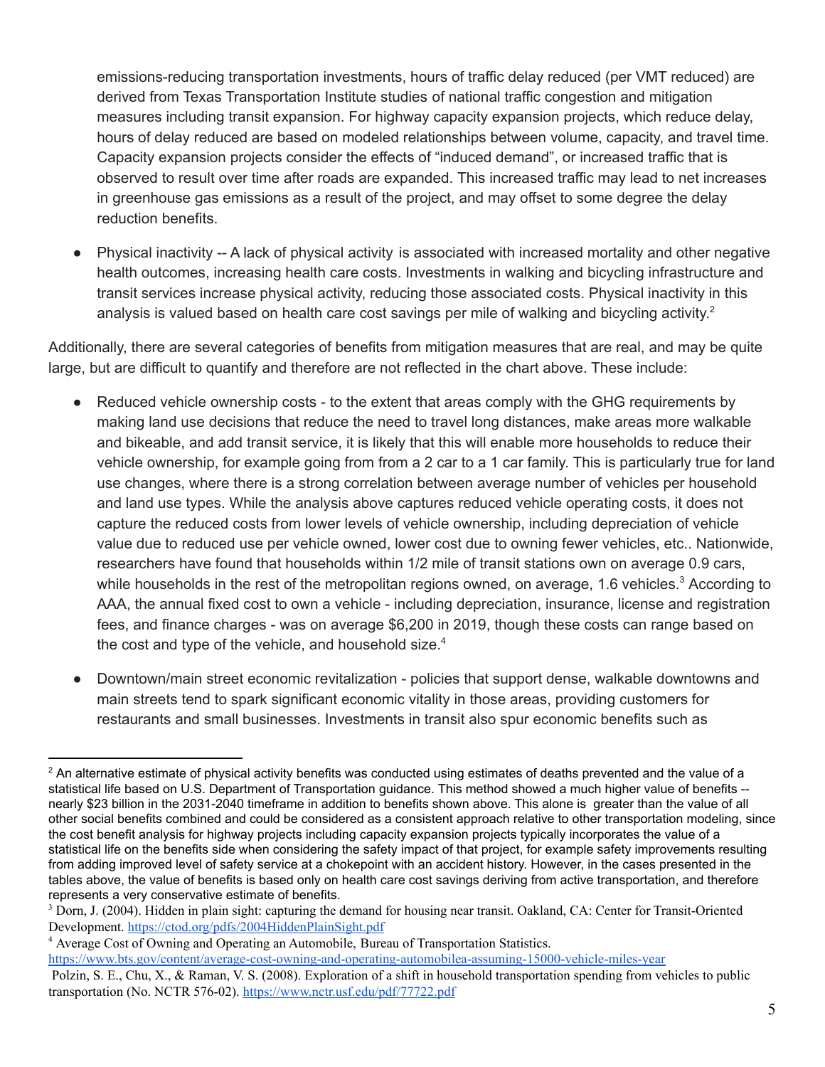emissions-reducing transportation investments, hours of traffic delay reduced (per VMT reduced) are derived from Texas Transportation Institute studies of national traffic congestion and mitigation measures including transit expansion. For highway capacity expansion projects, which reduce delay, hours of delay reduced are based on modeled relationships between volume, capacity, and travel time. Capacity expansion projects consider the effects of "induced demand", or increased traffic that is observed to result over time after roads are expanded. This increased traffic may lead to net increases in greenhouse gas emissions as a result of the project, and may offset to some degree the delay reduction benefits.

- Physical inactivity -- A lack of physical activity is associated with increased mortality and other negative health outcomes, increasing health care costs. Investments in walking and bicycling infrastructure and transit services increase physical activity, reducing those associated costs. Physical inactivity in this analysis is valued based on health care cost savings per mile of walking and bicycling activity.[2]

Additionally, there are several categories of benefits from mitigation measures that are real, and may be quite large, but are difficult to quantify and therefore are not reflected in the chart above. These include:

- Reduced vehicle ownership costs - to the extent that areas comply with the GHG requirements by making land use decisions that reduce the need to travel long distances, make areas more walkable and bikeable, and add transit service, it is likely that this will enable more households to reduce their vehicle ownership, for example going from from a 2 car to a 1 car family. This is particularly true for land use changes, where there is a strong correlation between average number of vehicles per household and land use types. While the analysis above captures reduced vehicle operating costs, it does not capture the reduced costs from lower levels of vehicle ownership, including depreciation of vehicle value due to reduced use per vehicle owned, lower cost due to owning fewer vehicles, etc.. Nationwide, researchers have found that households within 1/2 mile of transit stations own on average 0.9 cars, while households in the rest of the metropolitan regions owned, on average, 1.6 vehicles.[3] According to AAA, the annual fixed cost to own a vehicle - including depreciation, insurance, license and registration fees, and finance charges - was on average $6,200 in 2019, though these costs can range based on the cost and type of the vehicle, and household size.[4]

- Downtown/main street economic revitalization - policies that support dense, walkable downtowns and main streets tend to spark significant economic vitality in those areas, providing customers for restaurants and small businesses. Investments in transit also spur economic benefits such as

---

[2] An alternative estimate of physical activity benefits was conducted using estimates of deaths prevented and the value of a statistical life based on U.S. Department of Transportation guidance. This method showed a much higher value of benefits -- nearly $23 billion in the 2031-2040 timeframe in addition to benefits shown above. This alone is greater than the value of all other social benefits combined and could be considered as a consistent approach relative to other transportation modeling, since the cost benefit analysis for highway projects including capacity expansion projects typically incorporates the value of a statistical life on the benefits side when considering the safety impact of that project, for example safety improvements resulting from adding improved level of safety service at a chokepoint with an accident history. However, in the cases presented in the tables above, the value of benefits is based only on health care cost savings deriving from active transportation, and therefore represents a very conservative estimate of benefits.

[3] Dorn, J. (2004). Hidden in plain sight: capturing the demand for housing near transit. Oakland, CA: Center for Transit-Oriented Development. https://ctod.org/pdfs/2004HiddenPlainSight.pdf

[4] Average Cost of Owning and Operating an Automobile, Bureau of Transportation Statistics. https://www.bts.gov/content/average-cost-owning-and-operating-automobilea-assuming-15000-vehicle-miles-year

Polzin, S. E., Chu, X., & Raman, V. S. (2008). Exploration of a shift in household transportation spending from vehicles to public transportation (No. NCTR 576-02). https://www.nctr.usf.edu/pdf/77722.pdf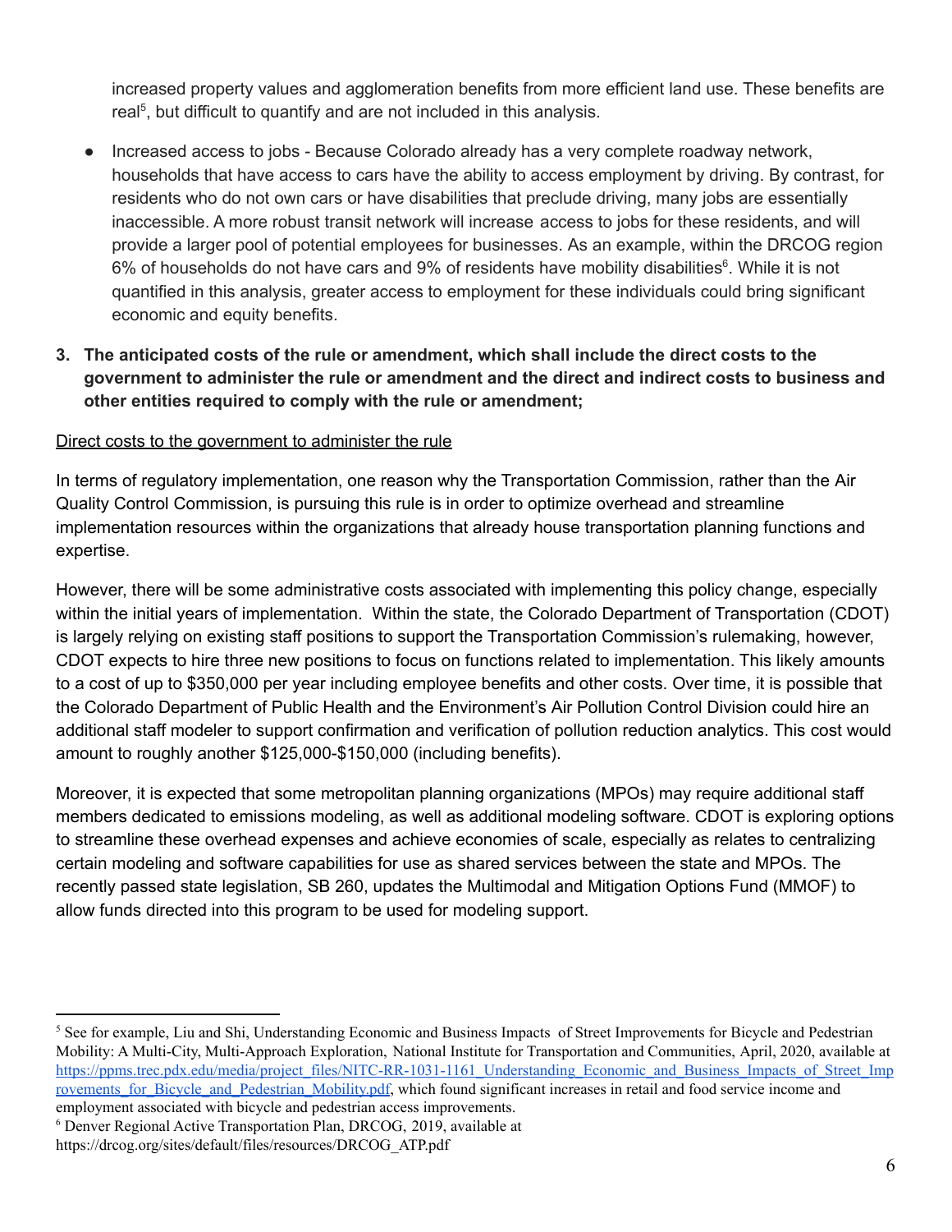increased property values and agglomeration benefits from more efficient land use. These benefits are real[5], but difficult to quantify and are not included in this analysis.

- Increased access to jobs - Because Colorado already has a very complete roadway network, households that have access to cars have the ability to access employment by driving. By contrast, for residents who do not own cars or have disabilities that preclude driving, many jobs are essentially inaccessible. A more robust transit network will increase access to jobs for these residents, and will provide a larger pool of potential employees for businesses. As an example, within the DRCOG region 6% of households do not have cars and 9% of residents have mobility disabilities[6]. While it is not quantified in this analysis, greater access to employment for these individuals could bring significant economic and equity benefits.

3. **The anticipated costs of the rule or amendment, which shall include the direct costs to the government to administer the rule or amendment and the direct and indirect costs to business and other entities required to comply with the rule or amendment;**

<u>Direct costs to the government to administer the rule</u>

In terms of regulatory implementation, one reason why the Transportation Commission, rather than the Air Quality Control Commission, is pursuing this rule is in order to optimize overhead and streamline implementation resources within the organizations that already house transportation planning functions and expertise.

However, there will be some administrative costs associated with implementing this policy change, especially within the initial years of implementation. Within the state, the Colorado Department of Transportation (CDOT) is largely relying on existing staff positions to support the Transportation Commission's rulemaking, however, CDOT expects to hire three new positions to focus on functions related to implementation. This likely amounts to a cost of up to $350,000 per year including employee benefits and other costs. Over time, it is possible that the Colorado Department of Public Health and the Environment's Air Pollution Control Division could hire an additional staff modeler to support confirmation and verification of pollution reduction analytics. This cost would amount to roughly another $125,000-$150,000 (including benefits).

Moreover, it is expected that some metropolitan planning organizations (MPOs) may require additional staff members dedicated to emissions modeling, as well as additional modeling software. CDOT is exploring options to streamline these overhead expenses and achieve economies of scale, especially as relates to centralizing certain modeling and software capabilities for use as shared services between the state and MPOs. The recently passed state legislation, SB 260, updates the Multimodal and Mitigation Options Fund (MMOF) to allow funds directed into this program to be used for modeling support.

---

[5] See for example, Liu and Shi, Understanding Economic and Business Impacts of Street Improvements for Bicycle and Pedestrian Mobility: A Multi-City, Multi-Approach Exploration, National Institute for Transportation and Communities, April, 2020, available at https://ppms.trec.pdx.edu/media/project_files/NITC-RR-1031-1161_Understanding_Economic_and_Business_Impacts_of_Street_Improvements_for_Bicycle_and_Pedestrian_Mobility.pdf, which found significant increases in retail and food service income and employment associated with bicycle and pedestrian access improvements.

[6] Denver Regional Active Transportation Plan, DRCOG, 2019, available at https://drcog.org/sites/default/files/resources/DRCOG_ATP.pdf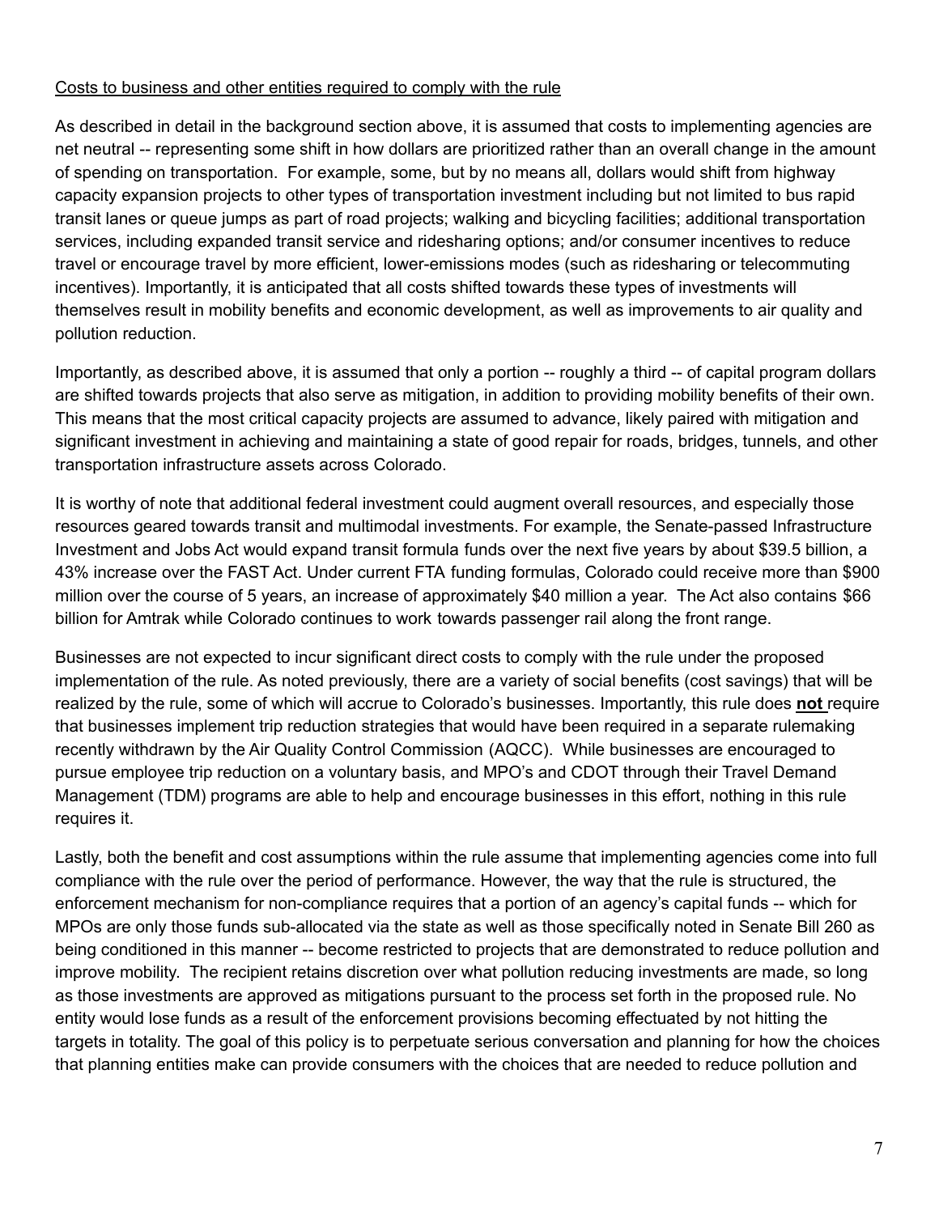Costs to business and other entities required to comply with the rule

As described in detail in the background section above, it is assumed that costs to implementing agencies are net neutral -- representing some shift in how dollars are prioritized rather than an overall change in the amount of spending on transportation. For example, some, but by no means all, dollars would shift from highway capacity expansion projects to other types of transportation investment including but not limited to bus rapid transit lanes or queue jumps as part of road projects; walking and bicycling facilities; additional transportation services, including expanded transit service and ridesharing options; and/or consumer incentives to reduce travel or encourage travel by more efficient, lower-emissions modes (such as ridesharing or telecommuting incentives). Importantly, it is anticipated that all costs shifted towards these types of investments will themselves result in mobility benefits and economic development, as well as improvements to air quality and pollution reduction.

Importantly, as described above, it is assumed that only a portion -- roughly a third -- of capital program dollars are shifted towards projects that also serve as mitigation, in addition to providing mobility benefits of their own. This means that the most critical capacity projects are assumed to advance, likely paired with mitigation and significant investment in achieving and maintaining a state of good repair for roads, bridges, tunnels, and other transportation infrastructure assets across Colorado.

It is worthy of note that additional federal investment could augment overall resources, and especially those resources geared towards transit and multimodal investments. For example, the Senate-passed Infrastructure Investment and Jobs Act would expand transit formula funds over the next five years by about $39.5 billion, a 43% increase over the FAST Act. Under current FTA funding formulas, Colorado could receive more than $900 million over the course of 5 years, an increase of approximately $40 million a year. The Act also contains $66 billion for Amtrak while Colorado continues to work towards passenger rail along the front range.

Businesses are not expected to incur significant direct costs to comply with the rule under the proposed implementation of the rule. As noted previously, there are a variety of social benefits (cost savings) that will be realized by the rule, some of which will accrue to Colorado's businesses. Importantly, this rule does **not** require that businesses implement trip reduction strategies that would have been required in a separate rulemaking recently withdrawn by the Air Quality Control Commission (AQCC). While businesses are encouraged to pursue employee trip reduction on a voluntary basis, and MPO's and CDOT through their Travel Demand Management (TDM) programs are able to help and encourage businesses in this effort, nothing in this rule requires it.

Lastly, both the benefit and cost assumptions within the rule assume that implementing agencies come into full compliance with the rule over the period of performance. However, the way that the rule is structured, the enforcement mechanism for non-compliance requires that a portion of an agency's capital funds -- which for MPOs are only those funds sub-allocated via the state as well as those specifically noted in Senate Bill 260 as being conditioned in this manner -- become restricted to projects that are demonstrated to reduce pollution and improve mobility. The recipient retains discretion over what pollution reducing investments are made, so long as those investments are approved as mitigations pursuant to the process set forth in the proposed rule. No entity would lose funds as a result of the enforcement provisions becoming effectuated by not hitting the targets in totality. The goal of this policy is to perpetuate serious conversation and planning for how the choices that planning entities make can provide consumers with the choices that are needed to reduce pollution and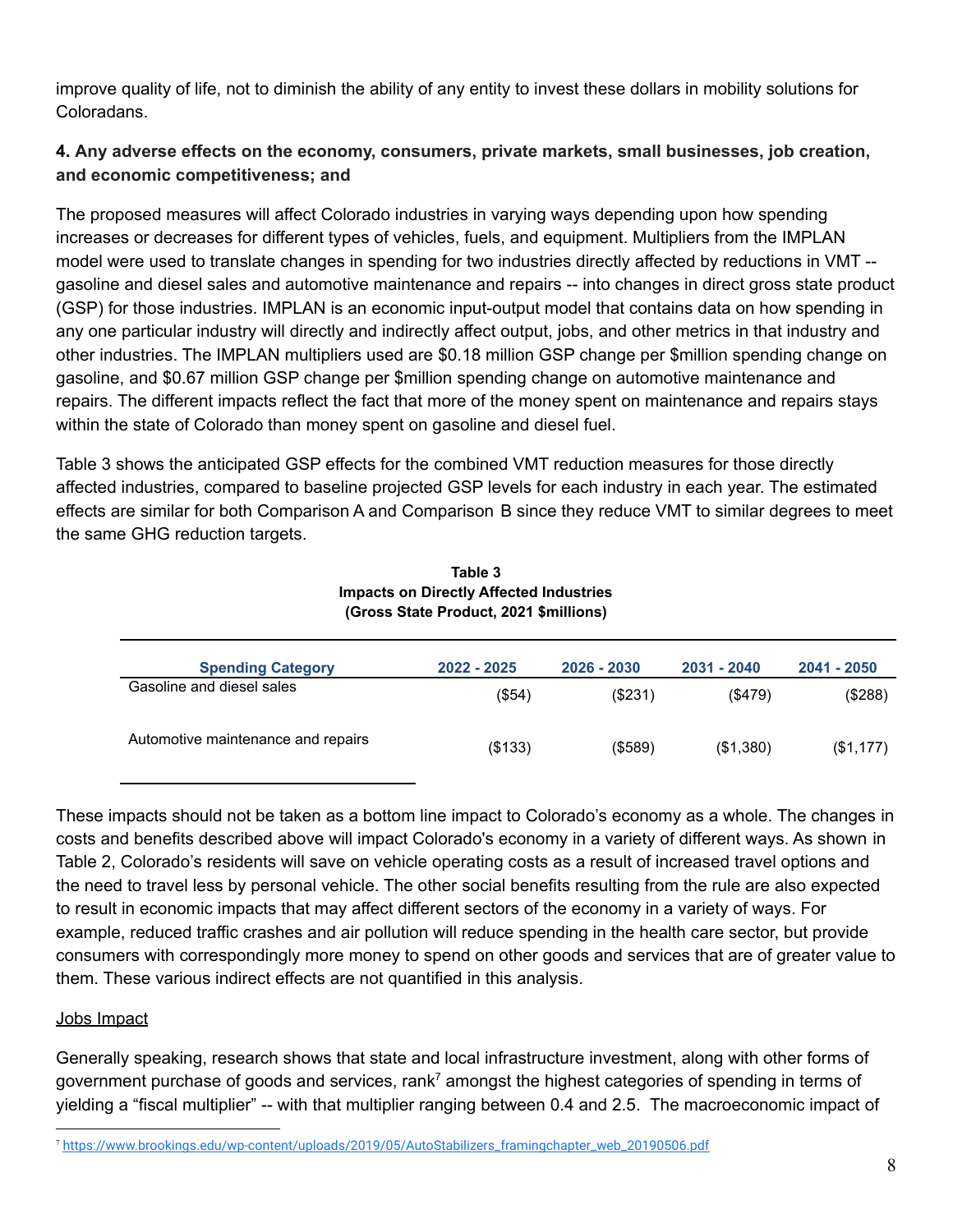improve quality of life, not to diminish the ability of any entity to invest these dollars in mobility solutions for Coloradans.

**4. Any adverse effects on the economy, consumers, private markets, small businesses, job creation, and economic competitiveness; and**

The proposed measures will affect Colorado industries in varying ways depending upon how spending increases or decreases for different types of vehicles, fuels, and equipment. Multipliers from the IMPLAN model were used to translate changes in spending for two industries directly affected by reductions in VMT -- gasoline and diesel sales and automotive maintenance and repairs -- into changes in direct gross state product (GSP) for those industries. IMPLAN is an economic input-output model that contains data on how spending in any one particular industry will directly and indirectly affect output, jobs, and other metrics in that industry and other industries. The IMPLAN multipliers used are $0.18 million GSP change per $million spending change on gasoline, and $0.67 million GSP change per $million spending change on automotive maintenance and repairs. The different impacts reflect the fact that more of the money spent on maintenance and repairs stays within the state of Colorado than money spent on gasoline and diesel fuel.

Table 3 shows the anticipated GSP effects for the combined VMT reduction measures for those directly affected industries, compared to baseline projected GSP levels for each industry in each year. The estimated effects are similar for both Comparison A and Comparison B since they reduce VMT to similar degrees to meet the same GHG reduction targets.

**Table 3**
**Impacts on Directly Affected Industries**
**(Gross State Product, 2021 $millions)**

| Spending Category | 2022 - 2025 | 2026 - 2030 | 2031 - 2040 | 2041 - 2050 |
|---|---|---|---|---|
| Gasoline and diesel sales | ($54) | ($231) | ($479) | ($288) |
| Automotive maintenance and repairs | ($133) | ($589) | ($1,380) | ($1,177) |

These impacts should not be taken as a bottom line impact to Colorado's economy as a whole. The changes in costs and benefits described above will impact Colorado's economy in a variety of different ways. As shown in Table 2, Colorado's residents will save on vehicle operating costs as a result of increased travel options and the need to travel less by personal vehicle. The other social benefits resulting from the rule are also expected to result in economic impacts that may affect different sectors of the economy in a variety of ways. For example, reduced traffic crashes and air pollution will reduce spending in the health care sector, but provide consumers with correspondingly more money to spend on other goods and services that are of greater value to them. These various indirect effects are not quantified in this analysis.

Jobs Impact

Generally speaking, research shows that state and local infrastructure investment, along with other forms of government purchase of goods and services, rank[7] amongst the highest categories of spending in terms of yielding a "fiscal multiplier" -- with that multiplier ranging between 0.4 and 2.5. The macroeconomic impact of

[7] https://www.brookings.edu/wp-content/uploads/2019/05/AutoStabilizers_framingchapter_web_20190506.pdf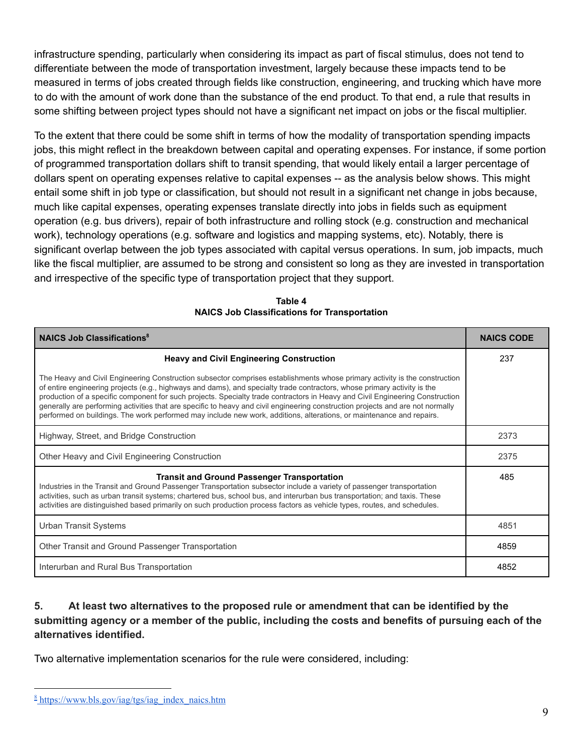infrastructure spending, particularly when considering its impact as part of fiscal stimulus, does not tend to differentiate between the mode of transportation investment, largely because these impacts tend to be measured in terms of jobs created through fields like construction, engineering, and trucking which have more to do with the amount of work done than the substance of the end product. To that end, a rule that results in some shifting between project types should not have a significant net impact on jobs or the fiscal multiplier.

To the extent that there could be some shift in terms of how the modality of transportation spending impacts jobs, this might reflect in the breakdown between capital and operating expenses. For instance, if some portion of programmed transportation dollars shift to transit spending, that would likely entail a larger percentage of dollars spent on operating expenses relative to capital expenses -- as the analysis below shows. This might entail some shift in job type or classification, but should not result in a significant net change in jobs because, much like capital expenses, operating expenses translate directly into jobs in fields such as equipment operation (e.g. bus drivers), repair of both infrastructure and rolling stock (e.g. construction and mechanical work), technology operations (e.g. software and logistics and mapping systems, etc). Notably, there is significant overlap between the job types associated with capital versus operations. In sum, job impacts, much like the fiscal multiplier, are assumed to be strong and consistent so long as they are invested in transportation and irrespective of the specific type of transportation project that they support.

**Table 4**
**NAICS Job Classifications for Transportation**

| NAICS Job Classifications[8] | NAICS CODE |
|---|---|
| **Heavy and Civil Engineering Construction**<br><br>The Heavy and Civil Engineering Construction subsector comprises establishments whose primary activity is the construction of entire engineering projects (e.g., highways and dams), and specialty trade contractors, whose primary activity is the production of a specific component for such projects. Specialty trade contractors in Heavy and Civil Engineering Construction generally are performing activities that are specific to heavy and civil engineering construction projects and are not normally performed on buildings. The work performed may include new work, additions, alterations, or maintenance and repairs. | 237 |
| Highway, Street, and Bridge Construction | 2373 |
| Other Heavy and Civil Engineering Construction | 2375 |
| **Transit and Ground Passenger Transportation**<br>Industries in the Transit and Ground Passenger Transportation subsector include a variety of passenger transportation activities, such as urban transit systems; chartered bus, school bus, and interurban bus transportation; and taxis. These activities are distinguished based primarily on such production process factors as vehicle types, routes, and schedules. | 485 |
| Urban Transit Systems | 4851 |
| Other Transit and Ground Passenger Transportation | 4859 |
| Interurban and Rural Bus Transportation | 4852 |

**5. At least two alternatives to the proposed rule or amendment that can be identified by the submitting agency or a member of the public, including the costs and benefits of pursuing each of the alternatives identified.**

Two alternative implementation scenarios for the rule were considered, including:

---

[8] https://www.bls.gov/iag/tgs/iag_index_naics.htm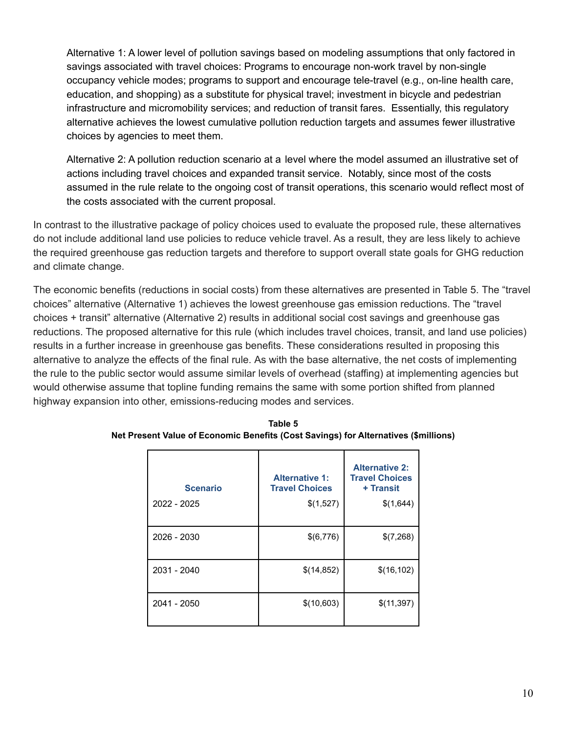Alternative 1: A lower level of pollution savings based on modeling assumptions that only factored in savings associated with travel choices: Programs to encourage non-work travel by non-single occupancy vehicle modes; programs to support and encourage tele-travel (e.g., on-line health care, education, and shopping) as a substitute for physical travel; investment in bicycle and pedestrian infrastructure and micromobility services; and reduction of transit fares. Essentially, this regulatory alternative achieves the lowest cumulative pollution reduction targets and assumes fewer illustrative choices by agencies to meet them.

Alternative 2: A pollution reduction scenario at a level where the model assumed an illustrative set of actions including travel choices and expanded transit service. Notably, since most of the costs assumed in the rule relate to the ongoing cost of transit operations, this scenario would reflect most of the costs associated with the current proposal.

In contrast to the illustrative package of policy choices used to evaluate the proposed rule, these alternatives do not include additional land use policies to reduce vehicle travel. As a result, they are less likely to achieve the required greenhouse gas reduction targets and therefore to support overall state goals for GHG reduction and climate change.

The economic benefits (reductions in social costs) from these alternatives are presented in Table 5. The "travel choices" alternative (Alternative 1) achieves the lowest greenhouse gas emission reductions. The "travel choices + transit" alternative (Alternative 2) results in additional social cost savings and greenhouse gas reductions. The proposed alternative for this rule (which includes travel choices, transit, and land use policies) results in a further increase in greenhouse gas benefits. These considerations resulted in proposing this alternative to analyze the effects of the final rule. As with the base alternative, the net costs of implementing the rule to the public sector would assume similar levels of overhead (staffing) at implementing agencies but would otherwise assume that topline funding remains the same with some portion shifted from planned highway expansion into other, emissions-reducing modes and services.

**Table 5**
**Net Present Value of Economic Benefits (Cost Savings) for Alternatives ($millions)**

| Scenario | Alternative 1: Travel Choices | Alternative 2: Travel Choices + Transit |
|---|---|---|
| 2022 - 2025 | $(1,527) | $(1,644) |
| 2026 - 2030 | $(6,776) | $(7,268) |
| 2031 - 2040 | $(14,852) | $(16,102) |
| 2041 - 2050 | $(10,603) | $(11,397) |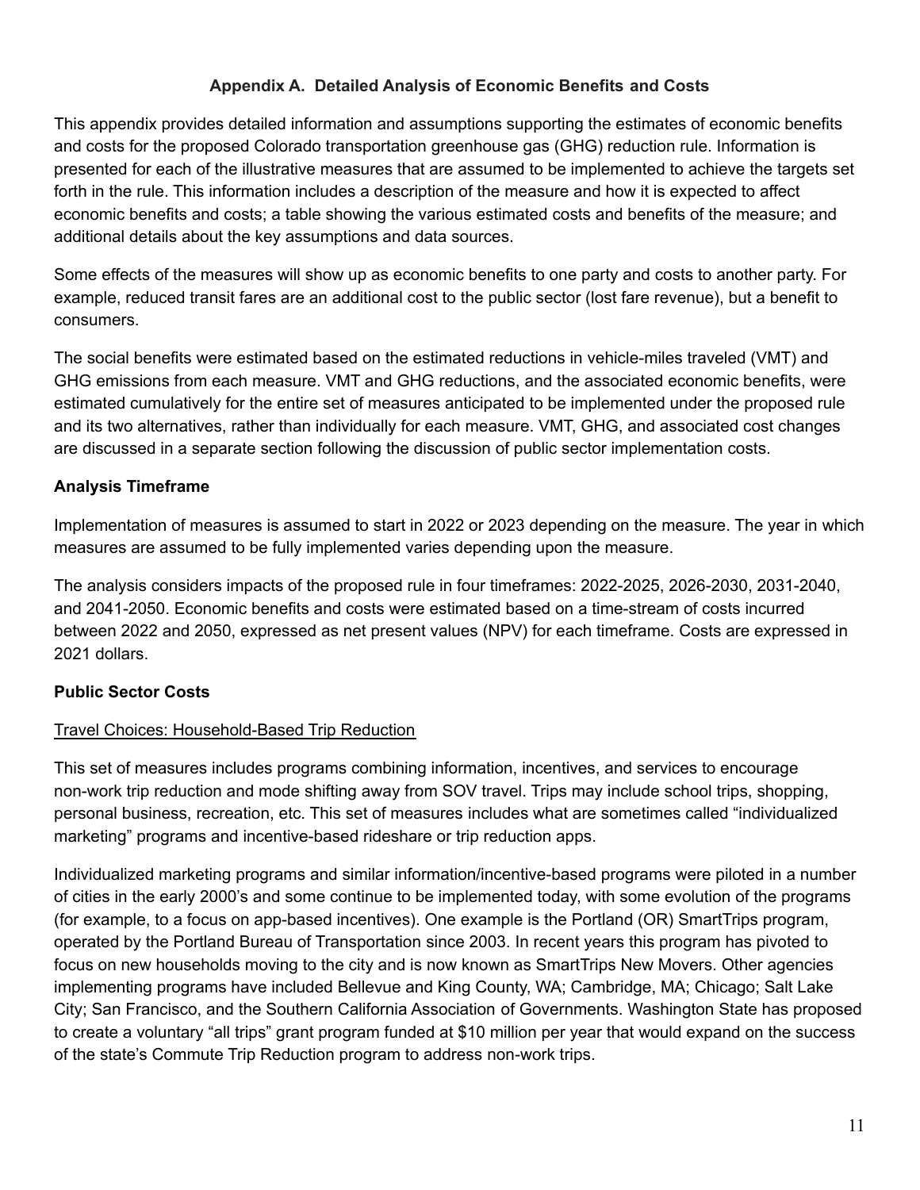## Appendix A. Detailed Analysis of Economic Benefits and Costs

This appendix provides detailed information and assumptions supporting the estimates of economic benefits and costs for the proposed Colorado transportation greenhouse gas (GHG) reduction rule. Information is presented for each of the illustrative measures that are assumed to be implemented to achieve the targets set forth in the rule. This information includes a description of the measure and how it is expected to affect economic benefits and costs; a table showing the various estimated costs and benefits of the measure; and additional details about the key assumptions and data sources.

Some effects of the measures will show up as economic benefits to one party and costs to another party. For example, reduced transit fares are an additional cost to the public sector (lost fare revenue), but a benefit to consumers.

The social benefits were estimated based on the estimated reductions in vehicle-miles traveled (VMT) and GHG emissions from each measure. VMT and GHG reductions, and the associated economic benefits, were estimated cumulatively for the entire set of measures anticipated to be implemented under the proposed rule and its two alternatives, rather than individually for each measure. VMT, GHG, and associated cost changes are discussed in a separate section following the discussion of public sector implementation costs.

### Analysis Timeframe

Implementation of measures is assumed to start in 2022 or 2023 depending on the measure. The year in which measures are assumed to be fully implemented varies depending upon the measure.

The analysis considers impacts of the proposed rule in four timeframes: 2022-2025, 2026-2030, 2031-2040, and 2041-2050. Economic benefits and costs were estimated based on a time-stream of costs incurred between 2022 and 2050, expressed as net present values (NPV) for each timeframe. Costs are expressed in 2021 dollars.

### Public Sector Costs

#### Travel Choices: Household-Based Trip Reduction

This set of measures includes programs combining information, incentives, and services to encourage non-work trip reduction and mode shifting away from SOV travel. Trips may include school trips, shopping, personal business, recreation, etc. This set of measures includes what are sometimes called "individualized marketing" programs and incentive-based rideshare or trip reduction apps.

Individualized marketing programs and similar information/incentive-based programs were piloted in a number of cities in the early 2000's and some continue to be implemented today, with some evolution of the programs (for example, to a focus on app-based incentives). One example is the Portland (OR) SmartTrips program, operated by the Portland Bureau of Transportation since 2003. In recent years this program has pivoted to focus on new households moving to the city and is now known as SmartTrips New Movers. Other agencies implementing programs have included Bellevue and King County, WA; Cambridge, MA; Chicago; Salt Lake City; San Francisco, and the Southern California Association of Governments. Washington State has proposed to create a voluntary "all trips" grant program funded at $10 million per year that would expand on the success of the state's Commute Trip Reduction program to address non-work trips.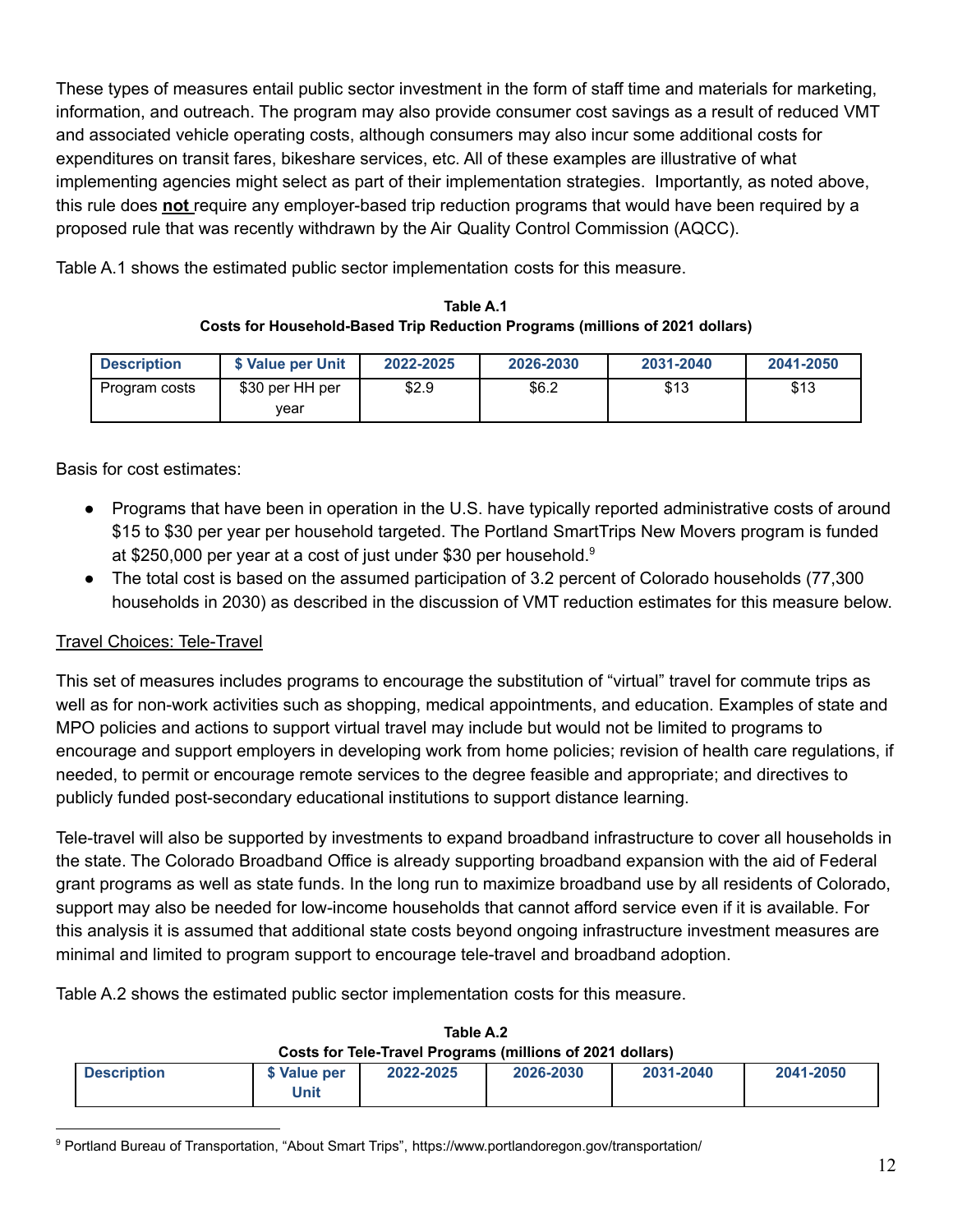These types of measures entail public sector investment in the form of staff time and materials for marketing, information, and outreach. The program may also provide consumer cost savings as a result of reduced VMT and associated vehicle operating costs, although consumers may also incur some additional costs for expenditures on transit fares, bikeshare services, etc. All of these examples are illustrative of what implementing agencies might select as part of their implementation strategies. Importantly, as noted above, this rule does **not** require any employer-based trip reduction programs that would have been required by a proposed rule that was recently withdrawn by the Air Quality Control Commission (AQCC).

Table A.1 shows the estimated public sector implementation costs for this measure.

**Table A.1**
**Costs for Household-Based Trip Reduction Programs (millions of 2021 dollars)**

| Description | $ Value per Unit | 2022-2025 | 2026-2030 | 2031-2040 | 2041-2050 |
|---|---|---|---|---|---|
| Program costs | $30 per HH per year | $2.9 | $6.2 | $13 | $13 |

Basis for cost estimates:

- Programs that have been in operation in the U.S. have typically reported administrative costs of around $15 to $30 per year per household targeted. The Portland SmartTrips New Movers program is funded at $250,000 per year at a cost of just under $30 per household.[9]
- The total cost is based on the assumed participation of 3.2 percent of Colorado households (77,300 households in 2030) as described in the discussion of VMT reduction estimates for this measure below.

Travel Choices: Tele-Travel

This set of measures includes programs to encourage the substitution of "virtual" travel for commute trips as well as for non-work activities such as shopping, medical appointments, and education. Examples of state and MPO policies and actions to support virtual travel may include but would not be limited to programs to encourage and support employers in developing work from home policies; revision of health care regulations, if needed, to permit or encourage remote services to the degree feasible and appropriate; and directives to publicly funded post-secondary educational institutions to support distance learning.

Tele-travel will also be supported by investments to expand broadband infrastructure to cover all households in the state. The Colorado Broadband Office is already supporting broadband expansion with the aid of Federal grant programs as well as state funds. In the long run to maximize broadband use by all residents of Colorado, support may also be needed for low-income households that cannot afford service even if it is available. For this analysis it is assumed that additional state costs beyond ongoing infrastructure investment measures are minimal and limited to program support to encourage tele-travel and broadband adoption.

Table A.2 shows the estimated public sector implementation costs for this measure.

**Table A.2**
**Costs for Tele-Travel Programs (millions of 2021 dollars)**

| Description | $ Value per Unit | 2022-2025 | 2026-2030 | 2031-2040 | 2041-2050 |
|---|---|---|---|---|---|

[9] Portland Bureau of Transportation, "About Smart Trips", https://www.portlandoregon.gov/transportation/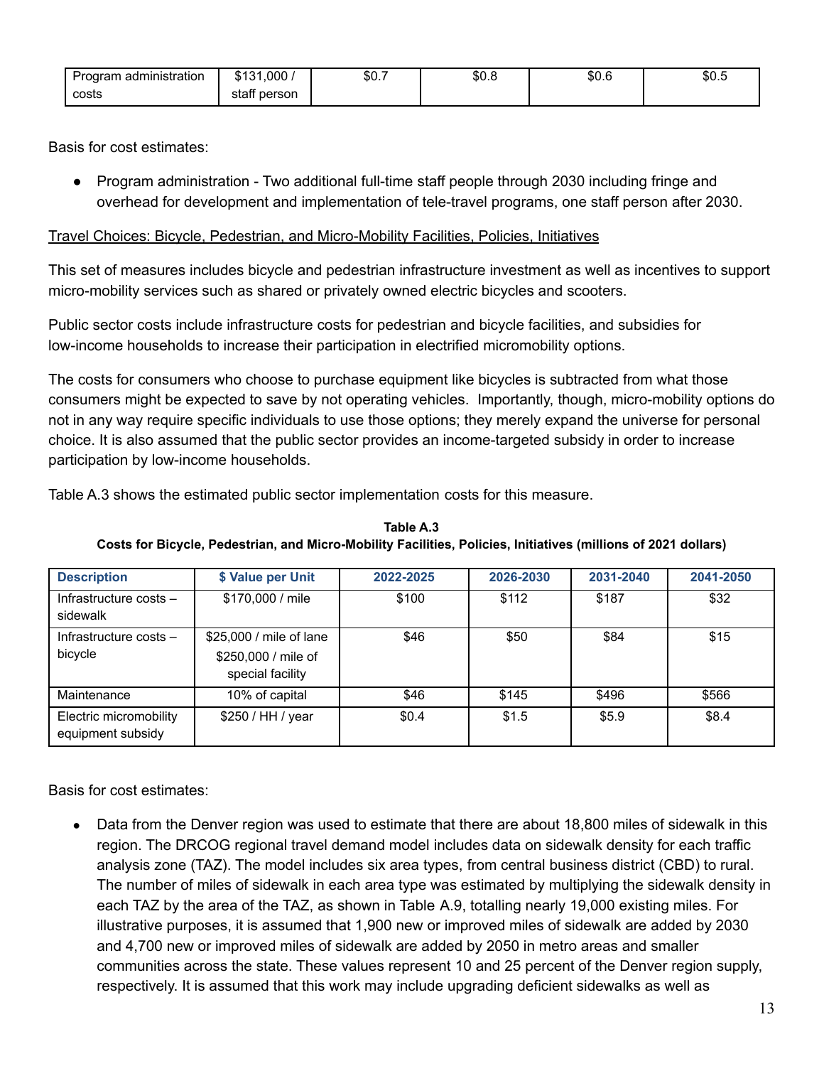| Program administration costs | $131,000 / staff person | $0.7 | $0.8 | $0.6 | $0.5 |
|---|---|---|---|---|---|

Basis for cost estimates:

- Program administration - Two additional full-time staff people through 2030 including fringe and overhead for development and implementation of tele-travel programs, one staff person after 2030.

Travel Choices: Bicycle, Pedestrian, and Micro-Mobility Facilities, Policies, Initiatives

This set of measures includes bicycle and pedestrian infrastructure investment as well as incentives to support micro-mobility services such as shared or privately owned electric bicycles and scooters.

Public sector costs include infrastructure costs for pedestrian and bicycle facilities, and subsidies for low-income households to increase their participation in electrified micromobility options.

The costs for consumers who choose to purchase equipment like bicycles is subtracted from what those consumers might be expected to save by not operating vehicles. Importantly, though, micro-mobility options do not in any way require specific individuals to use those options; they merely expand the universe for personal choice. It is also assumed that the public sector provides an income-targeted subsidy in order to increase participation by low-income households.

Table A.3 shows the estimated public sector implementation costs for this measure.

**Table A.3**
**Costs for Bicycle, Pedestrian, and Micro-Mobility Facilities, Policies, Initiatives (millions of 2021 dollars)**

| Description | $ Value per Unit | 2022-2025 | 2026-2030 | 2031-2040 | 2041-2050 |
|---|---|---|---|---|---|
| Infrastructure costs – sidewalk | $170,000 / mile | $100 | $112 | $187 | $32 |
| Infrastructure costs – bicycle | $25,000 / mile of lane<br>$250,000 / mile of special facility | $46 | $50 | $84 | $15 |
| Maintenance | 10% of capital | $46 | $145 | $496 | $566 |
| Electric micromobility equipment subsidy | $250 / HH / year | $0.4 | $1.5 | $5.9 | $8.4 |

Basis for cost estimates:

- Data from the Denver region was used to estimate that there are about 18,800 miles of sidewalk in this region. The DRCOG regional travel demand model includes data on sidewalk density for each traffic analysis zone (TAZ). The model includes six area types, from central business district (CBD) to rural. The number of miles of sidewalk in each area type was estimated by multiplying the sidewalk density in each TAZ by the area of the TAZ, as shown in Table A.9, totalling nearly 19,000 existing miles. For illustrative purposes, it is assumed that 1,900 new or improved miles of sidewalk are added by 2030 and 4,700 new or improved miles of sidewalk are added by 2050 in metro areas and smaller communities across the state. These values represent 10 and 25 percent of the Denver region supply, respectively. It is assumed that this work may include upgrading deficient sidewalks as well as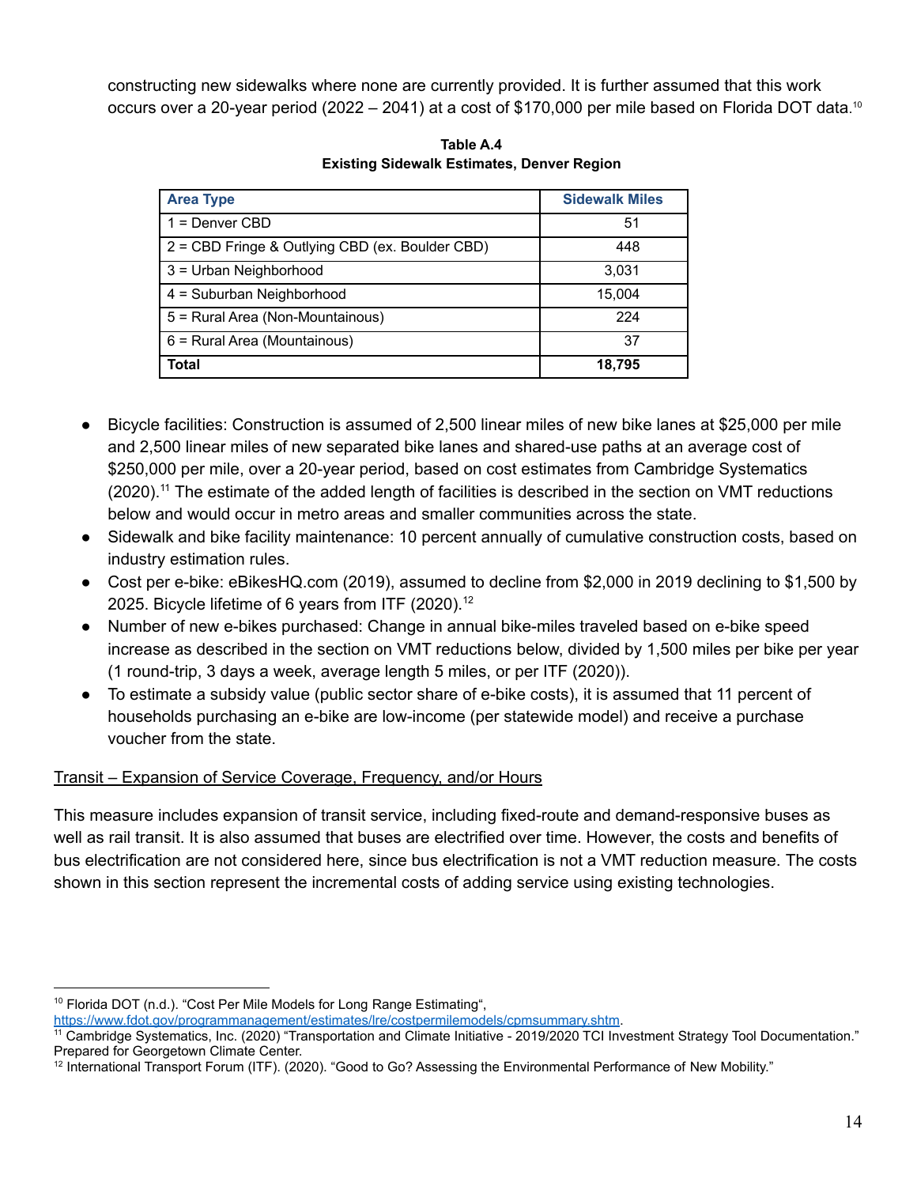constructing new sidewalks where none are currently provided. It is further assumed that this work occurs over a 20-year period (2022 – 2041) at a cost of $170,000 per mile based on Florida DOT data.[10]

**Table A.4**
**Existing Sidewalk Estimates, Denver Region**

| Area Type | Sidewalk Miles |
|---|---|
| 1 = Denver CBD | 51 |
| 2 = CBD Fringe & Outlying CBD (ex. Boulder CBD) | 448 |
| 3 = Urban Neighborhood | 3,031 |
| 4 = Suburban Neighborhood | 15,004 |
| 5 = Rural Area (Non-Mountainous) | 224 |
| 6 = Rural Area (Mountainous) | 37 |
| **Total** | **18,795** |

- Bicycle facilities: Construction is assumed of 2,500 linear miles of new bike lanes at $25,000 per mile and 2,500 linear miles of new separated bike lanes and shared-use paths at an average cost of $250,000 per mile, over a 20-year period, based on cost estimates from Cambridge Systematics (2020).[11] The estimate of the added length of facilities is described in the section on VMT reductions below and would occur in metro areas and smaller communities across the state.
- Sidewalk and bike facility maintenance: 10 percent annually of cumulative construction costs, based on industry estimation rules.
- Cost per e-bike: eBikesHQ.com (2019), assumed to decline from $2,000 in 2019 declining to $1,500 by 2025. Bicycle lifetime of 6 years from ITF (2020).[12]
- Number of new e-bikes purchased: Change in annual bike-miles traveled based on e-bike speed increase as described in the section on VMT reductions below, divided by 1,500 miles per bike per year (1 round-trip, 3 days a week, average length 5 miles, or per ITF (2020)).
- To estimate a subsidy value (public sector share of e-bike costs), it is assumed that 11 percent of households purchasing an e-bike are low-income (per statewide model) and receive a purchase voucher from the state.

<u>Transit – Expansion of Service Coverage, Frequency, and/or Hours</u>

This measure includes expansion of transit service, including fixed-route and demand-responsive buses as well as rail transit. It is also assumed that buses are electrified over time. However, the costs and benefits of bus electrification are not considered here, since bus electrification is not a VMT reduction measure. The costs shown in this section represent the incremental costs of adding service using existing technologies.

---

[10] Florida DOT (n.d.). "Cost Per Mile Models for Long Range Estimating", https://www.fdot.gov/programmanagement/estimates/lre/costpermilemodels/cpmsummary.shtm.

[11] Cambridge Systematics, Inc. (2020) "Transportation and Climate Initiative - 2019/2020 TCI Investment Strategy Tool Documentation." Prepared for Georgetown Climate Center.

[12] International Transport Forum (ITF). (2020). "Good to Go? Assessing the Environmental Performance of New Mobility."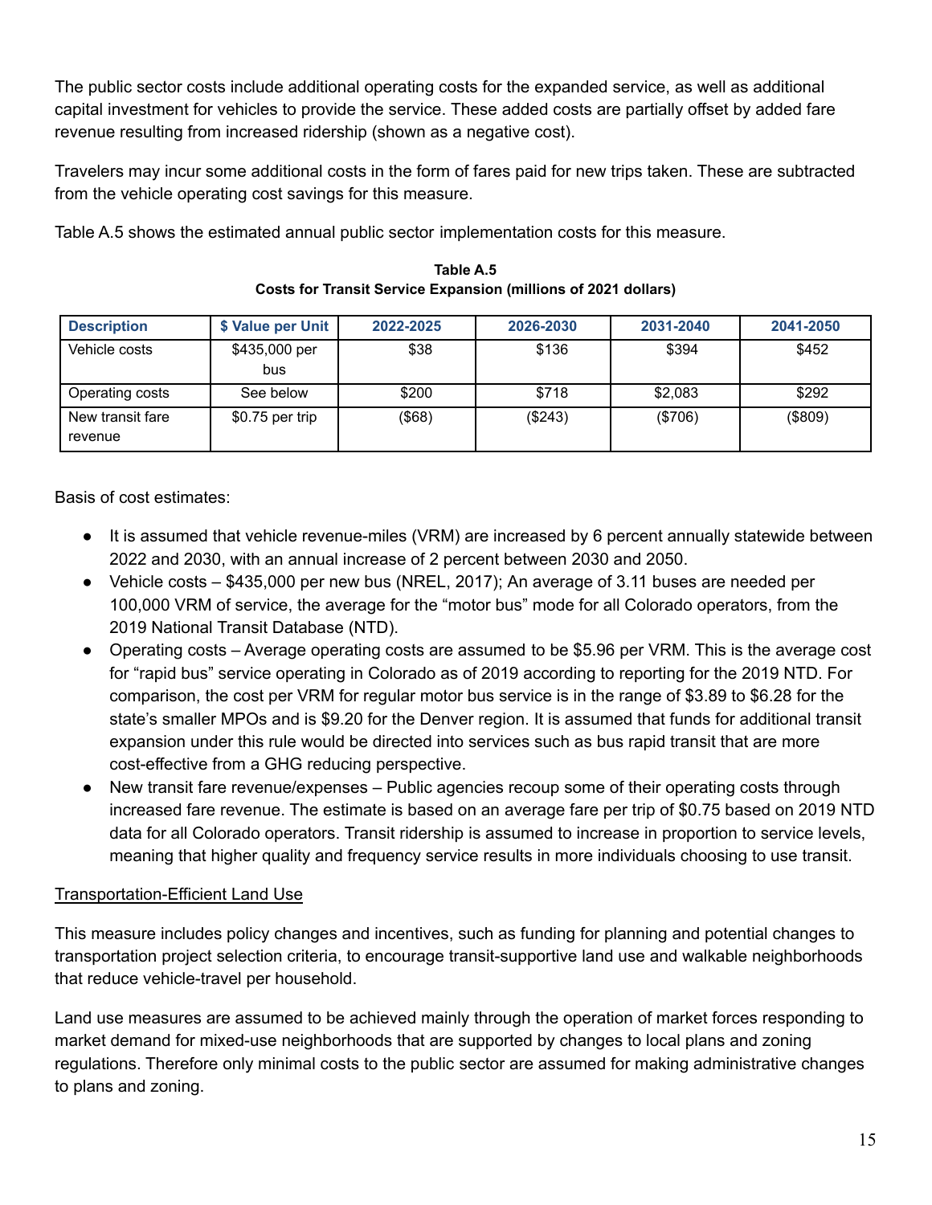The public sector costs include additional operating costs for the expanded service, as well as additional capital investment for vehicles to provide the service. These added costs are partially offset by added fare revenue resulting from increased ridership (shown as a negative cost).

Travelers may incur some additional costs in the form of fares paid for new trips taken. These are subtracted from the vehicle operating cost savings for this measure.

Table A.5 shows the estimated annual public sector implementation costs for this measure.

**Table A.5**
**Costs for Transit Service Expansion (millions of 2021 dollars)**

| Description | $ Value per Unit | 2022-2025 | 2026-2030 | 2031-2040 | 2041-2050 |
|---|---|---|---|---|---|
| Vehicle costs | $435,000 per bus | $38 | $136 | $394 | $452 |
| Operating costs | See below | $200 | $718 | $2,083 | $292 |
| New transit fare revenue | $0.75 per trip | ($68) | ($243) | ($706) | ($809) |

Basis of cost estimates:

- It is assumed that vehicle revenue-miles (VRM) are increased by 6 percent annually statewide between 2022 and 2030, with an annual increase of 2 percent between 2030 and 2050.
- Vehicle costs – $435,000 per new bus (NREL, 2017); An average of 3.11 buses are needed per 100,000 VRM of service, the average for the "motor bus" mode for all Colorado operators, from the 2019 National Transit Database (NTD).
- Operating costs – Average operating costs are assumed to be $5.96 per VRM. This is the average cost for "rapid bus" service operating in Colorado as of 2019 according to reporting for the 2019 NTD. For comparison, the cost per VRM for regular motor bus service is in the range of $3.89 to $6.28 for the state's smaller MPOs and is $9.20 for the Denver region. It is assumed that funds for additional transit expansion under this rule would be directed into services such as bus rapid transit that are more cost-effective from a GHG reducing perspective.
- New transit fare revenue/expenses – Public agencies recoup some of their operating costs through increased fare revenue. The estimate is based on an average fare per trip of $0.75 based on 2019 NTD data for all Colorado operators. Transit ridership is assumed to increase in proportion to service levels, meaning that higher quality and frequency service results in more individuals choosing to use transit.

<u>Transportation-Efficient Land Use</u>

This measure includes policy changes and incentives, such as funding for planning and potential changes to transportation project selection criteria, to encourage transit-supportive land use and walkable neighborhoods that reduce vehicle-travel per household.

Land use measures are assumed to be achieved mainly through the operation of market forces responding to market demand for mixed-use neighborhoods that are supported by changes to local plans and zoning regulations. Therefore only minimal costs to the public sector are assumed for making administrative changes to plans and zoning.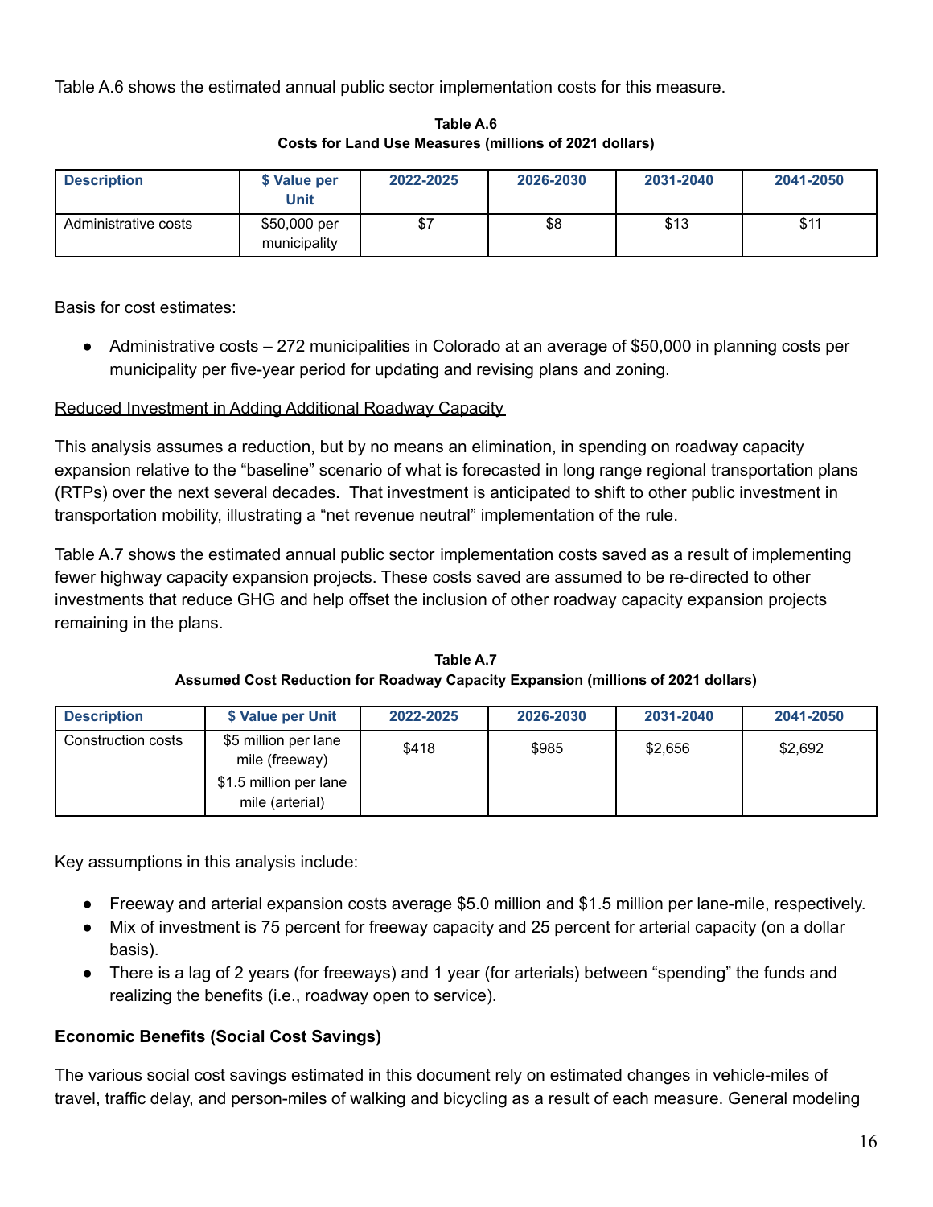Table A.6 shows the estimated annual public sector implementation costs for this measure.

**Table A.6**
**Costs for Land Use Measures (millions of 2021 dollars)**

| Description | $ Value per Unit | 2022-2025 | 2026-2030 | 2031-2040 | 2041-2050 |
|---|---|---|---|---|---|
| Administrative costs | $50,000 per municipality | $7 | $8 | $13 | $11 |

Basis for cost estimates:

- Administrative costs – 272 municipalities in Colorado at an average of $50,000 in planning costs per municipality per five-year period for updating and revising plans and zoning.

<u>Reduced Investment in Adding Additional Roadway Capacity</u>

This analysis assumes a reduction, but by no means an elimination, in spending on roadway capacity expansion relative to the "baseline" scenario of what is forecasted in long range regional transportation plans (RTPs) over the next several decades. That investment is anticipated to shift to other public investment in transportation mobility, illustrating a "net revenue neutral" implementation of the rule.

Table A.7 shows the estimated annual public sector implementation costs saved as a result of implementing fewer highway capacity expansion projects. These costs saved are assumed to be re-directed to other investments that reduce GHG and help offset the inclusion of other roadway capacity expansion projects remaining in the plans.

**Table A.7**
**Assumed Cost Reduction for Roadway Capacity Expansion (millions of 2021 dollars)**

| Description | $ Value per Unit | 2022-2025 | 2026-2030 | 2031-2040 | 2041-2050 |
|---|---|---|---|---|---|
| Construction costs | $5 million per lane mile (freeway)<br>$1.5 million per lane mile (arterial) | $418 | $985 | $2,656 | $2,692 |

Key assumptions in this analysis include:

- Freeway and arterial expansion costs average $5.0 million and $1.5 million per lane-mile, respectively.
- Mix of investment is 75 percent for freeway capacity and 25 percent for arterial capacity (on a dollar basis).
- There is a lag of 2 years (for freeways) and 1 year (for arterials) between "spending" the funds and realizing the benefits (i.e., roadway open to service).

**Economic Benefits (Social Cost Savings)**

The various social cost savings estimated in this document rely on estimated changes in vehicle-miles of travel, traffic delay, and person-miles of walking and bicycling as a result of each measure. General modeling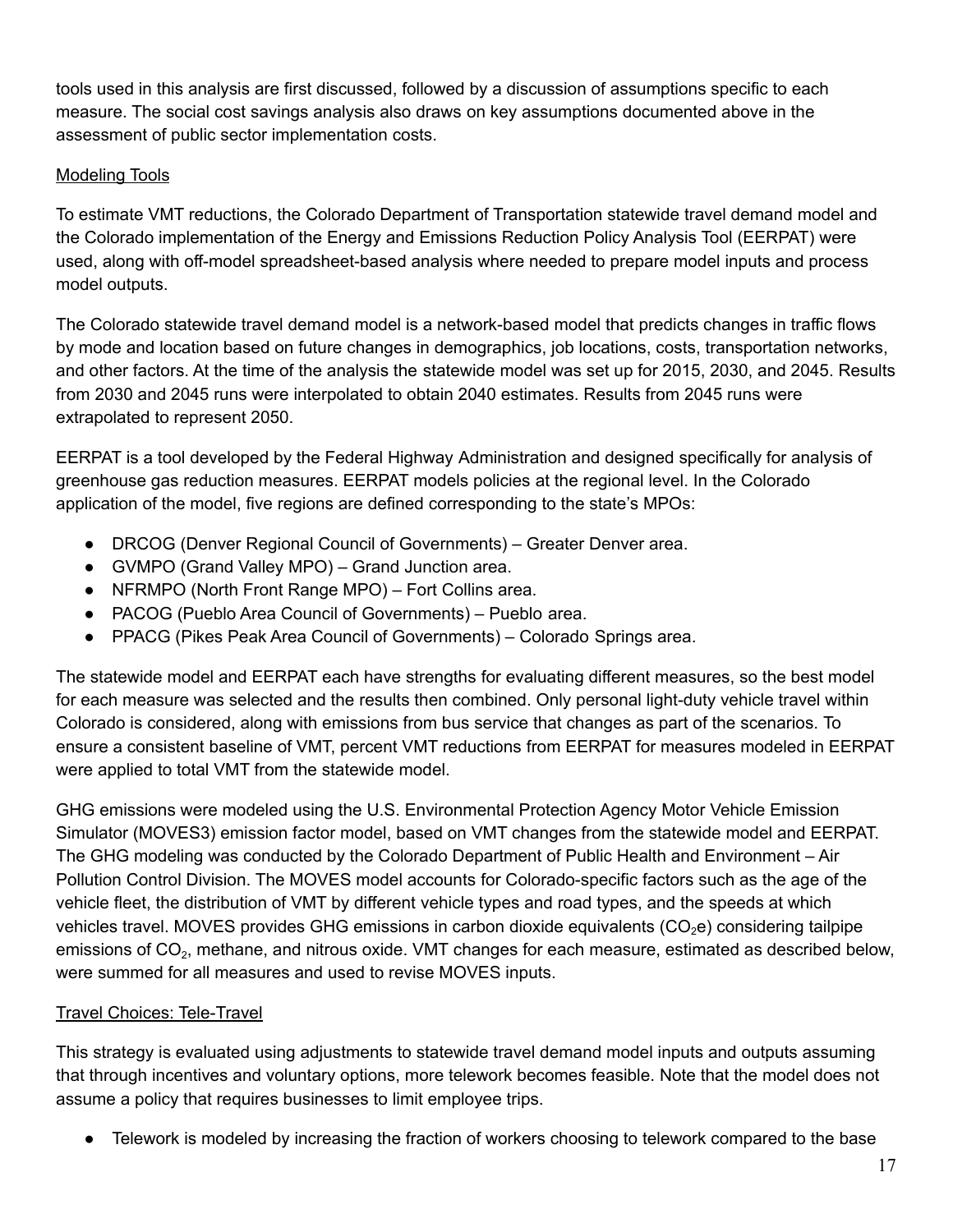tools used in this analysis are first discussed, followed by a discussion of assumptions specific to each measure. The social cost savings analysis also draws on key assumptions documented above in the assessment of public sector implementation costs.

Modeling Tools

To estimate VMT reductions, the Colorado Department of Transportation statewide travel demand model and the Colorado implementation of the Energy and Emissions Reduction Policy Analysis Tool (EERPAT) were used, along with off-model spreadsheet-based analysis where needed to prepare model inputs and process model outputs.

The Colorado statewide travel demand model is a network-based model that predicts changes in traffic flows by mode and location based on future changes in demographics, job locations, costs, transportation networks, and other factors. At the time of the analysis the statewide model was set up for 2015, 2030, and 2045. Results from 2030 and 2045 runs were interpolated to obtain 2040 estimates. Results from 2045 runs were extrapolated to represent 2050.

EERPAT is a tool developed by the Federal Highway Administration and designed specifically for analysis of greenhouse gas reduction measures. EERPAT models policies at the regional level. In the Colorado application of the model, five regions are defined corresponding to the state's MPOs:

- DRCOG (Denver Regional Council of Governments) – Greater Denver area.
- GVMPO (Grand Valley MPO) – Grand Junction area.
- NFRMPO (North Front Range MPO) – Fort Collins area.
- PACOG (Pueblo Area Council of Governments) – Pueblo area.
- PPACG (Pikes Peak Area Council of Governments) – Colorado Springs area.

The statewide model and EERPAT each have strengths for evaluating different measures, so the best model for each measure was selected and the results then combined. Only personal light-duty vehicle travel within Colorado is considered, along with emissions from bus service that changes as part of the scenarios. To ensure a consistent baseline of VMT, percent VMT reductions from EERPAT for measures modeled in EERPAT were applied to total VMT from the statewide model.

GHG emissions were modeled using the U.S. Environmental Protection Agency Motor Vehicle Emission Simulator (MOVES3) emission factor model, based on VMT changes from the statewide model and EERPAT. The GHG modeling was conducted by the Colorado Department of Public Health and Environment – Air Pollution Control Division. The MOVES model accounts for Colorado-specific factors such as the age of the vehicle fleet, the distribution of VMT by different vehicle types and road types, and the speeds at which vehicles travel. MOVES provides GHG emissions in carbon dioxide equivalents ($CO_2e$) considering tailpipe emissions of $CO_2$, methane, and nitrous oxide. VMT changes for each measure, estimated as described below, were summed for all measures and used to revise MOVES inputs.

Travel Choices: Tele-Travel

This strategy is evaluated using adjustments to statewide travel demand model inputs and outputs assuming that through incentives and voluntary options, more telework becomes feasible. Note that the model does not assume a policy that requires businesses to limit employee trips.

- Telework is modeled by increasing the fraction of workers choosing to telework compared to the base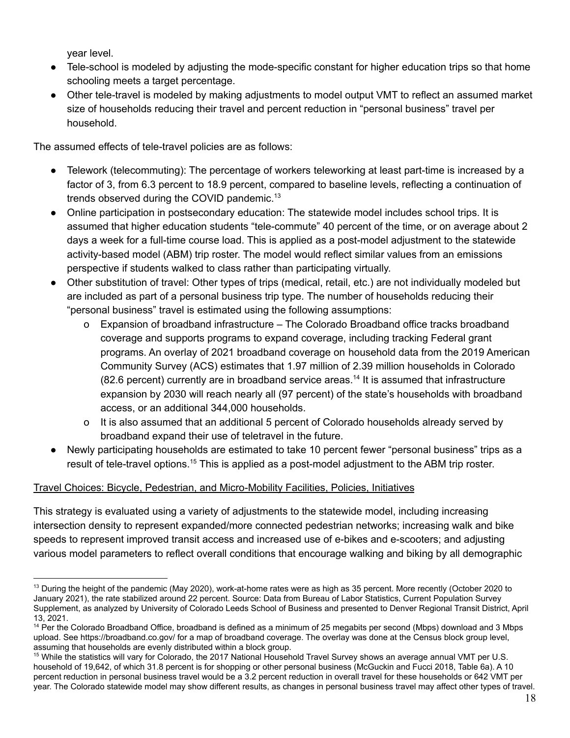year level.

- Tele-school is modeled by adjusting the mode-specific constant for higher education trips so that home schooling meets a target percentage.
- Other tele-travel is modeled by making adjustments to model output VMT to reflect an assumed market size of households reducing their travel and percent reduction in "personal business" travel per household.

The assumed effects of tele-travel policies are as follows:

- Telework (telecommuting): The percentage of workers teleworking at least part-time is increased by a factor of 3, from 6.3 percent to 18.9 percent, compared to baseline levels, reflecting a continuation of trends observed during the COVID pandemic.[13]
- Online participation in postsecondary education: The statewide model includes school trips. It is assumed that higher education students "tele-commute" 40 percent of the time, or on average about 2 days a week for a full-time course load. This is applied as a post-model adjustment to the statewide activity-based model (ABM) trip roster. The model would reflect similar values from an emissions perspective if students walked to class rather than participating virtually.
- Other substitution of travel: Other types of trips (medical, retail, etc.) are not individually modeled but are included as part of a personal business trip type. The number of households reducing their "personal business" travel is estimated using the following assumptions:
    - Expansion of broadband infrastructure – The Colorado Broadband office tracks broadband coverage and supports programs to expand coverage, including tracking Federal grant programs. An overlay of 2021 broadband coverage on household data from the 2019 American Community Survey (ACS) estimates that 1.97 million of 2.39 million households in Colorado (82.6 percent) currently are in broadband service areas.[14] It is assumed that infrastructure expansion by 2030 will reach nearly all (97 percent) of the state's households with broadband access, or an additional 344,000 households.
    - It is also assumed that an additional 5 percent of Colorado households already served by broadband expand their use of teletravel in the future.
- Newly participating households are estimated to take 10 percent fewer "personal business" trips as a result of tele-travel options.[15] This is applied as a post-model adjustment to the ABM trip roster.

<u>Travel Choices: Bicycle, Pedestrian, and Micro-Mobility Facilities, Policies, Initiatives</u>

This strategy is evaluated using a variety of adjustments to the statewide model, including increasing intersection density to represent expanded/more connected pedestrian networks; increasing walk and bike speeds to represent improved transit access and increased use of e-bikes and e-scooters; and adjusting various model parameters to reflect overall conditions that encourage walking and biking by all demographic

---

[13] During the height of the pandemic (May 2020), work-at-home rates were as high as 35 percent. More recently (October 2020 to January 2021), the rate stabilized around 22 percent. Source: Data from Bureau of Labor Statistics, Current Population Survey Supplement, as analyzed by University of Colorado Leeds School of Business and presented to Denver Regional Transit District, April 13, 2021.

[14] Per the Colorado Broadband Office, broadband is defined as a minimum of 25 megabits per second (Mbps) download and 3 Mbps upload. See https://broadband.co.gov/ for a map of broadband coverage. The overlay was done at the Census block group level, assuming that households are evenly distributed within a block group.

[15] While the statistics will vary for Colorado, the 2017 National Household Travel Survey shows an average annual VMT per U.S. household of 19,642, of which 31.8 percent is for shopping or other personal business (McGuckin and Fucci 2018, Table 6a). A 10 percent reduction in personal business travel would be a 3.2 percent reduction in overall travel for these households or 642 VMT per year. The Colorado statewide model may show different results, as changes in personal business travel may affect other types of travel.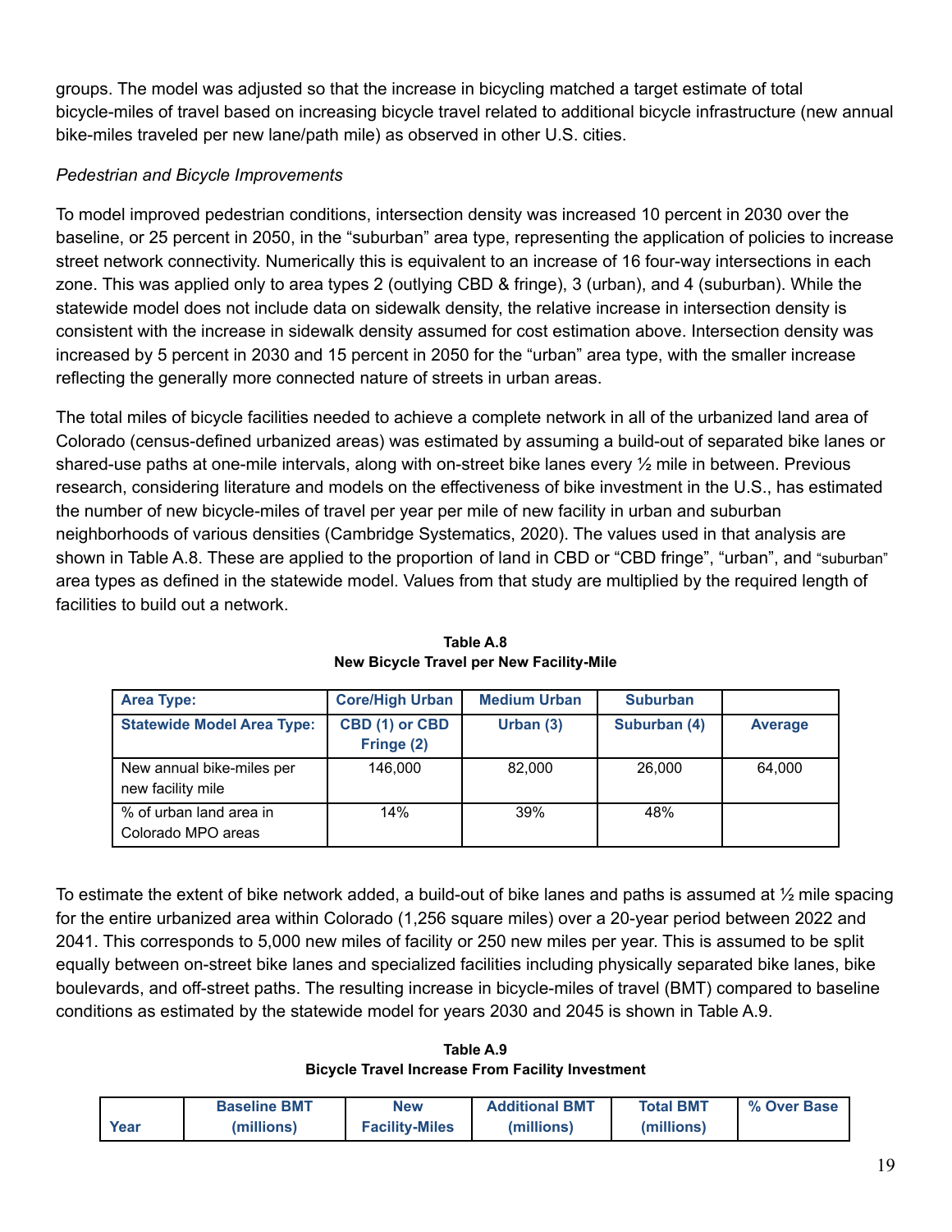groups. The model was adjusted so that the increase in bicycling matched a target estimate of total bicycle-miles of travel based on increasing bicycle travel related to additional bicycle infrastructure (new annual bike-miles traveled per new lane/path mile) as observed in other U.S. cities.

*Pedestrian and Bicycle Improvements*

To model improved pedestrian conditions, intersection density was increased 10 percent in 2030 over the baseline, or 25 percent in 2050, in the "suburban" area type, representing the application of policies to increase street network connectivity. Numerically this is equivalent to an increase of 16 four-way intersections in each zone. This was applied only to area types 2 (outlying CBD & fringe), 3 (urban), and 4 (suburban). While the statewide model does not include data on sidewalk density, the relative increase in intersection density is consistent with the increase in sidewalk density assumed for cost estimation above. Intersection density was increased by 5 percent in 2030 and 15 percent in 2050 for the "urban" area type, with the smaller increase reflecting the generally more connected nature of streets in urban areas.

The total miles of bicycle facilities needed to achieve a complete network in all of the urbanized land area of Colorado (census-defined urbanized areas) was estimated by assuming a build-out of separated bike lanes or shared-use paths at one-mile intervals, along with on-street bike lanes every ½ mile in between. Previous research, considering literature and models on the effectiveness of bike investment in the U.S., has estimated the number of new bicycle-miles of travel per year per mile of new facility in urban and suburban neighborhoods of various densities (Cambridge Systematics, 2020). The values used in that analysis are shown in Table A.8. These are applied to the proportion of land in CBD or "CBD fringe", "urban", and "suburban" area types as defined in the statewide model. Values from that study are multiplied by the required length of facilities to build out a network.

**Table A.8**
**New Bicycle Travel per New Facility-Mile**

| Area Type: | Core/High Urban | Medium Urban | Suburban | |
|---|---|---|---|---|
| **Statewide Model Area Type:** | **CBD (1) or CBD Fringe (2)** | **Urban (3)** | **Suburban (4)** | **Average** |
| New annual bike-miles per new facility mile | 146,000 | 82,000 | 26,000 | 64,000 |
| % of urban land area in Colorado MPO areas | 14% | 39% | 48% | |

To estimate the extent of bike network added, a build-out of bike lanes and paths is assumed at ½ mile spacing for the entire urbanized area within Colorado (1,256 square miles) over a 20-year period between 2022 and 2041. This corresponds to 5,000 new miles of facility or 250 new miles per year. This is assumed to be split equally between on-street bike lanes and specialized facilities including physically separated bike lanes, bike boulevards, and off-street paths. The resulting increase in bicycle-miles of travel (BMT) compared to baseline conditions as estimated by the statewide model for years 2030 and 2045 is shown in Table A.9.

**Table A.9**
**Bicycle Travel Increase From Facility Investment**

| Year | Baseline BMT (millions) | New Facility-Miles | Additional BMT (millions) | Total BMT (millions) | % Over Base |
|---|---|---|---|---|---|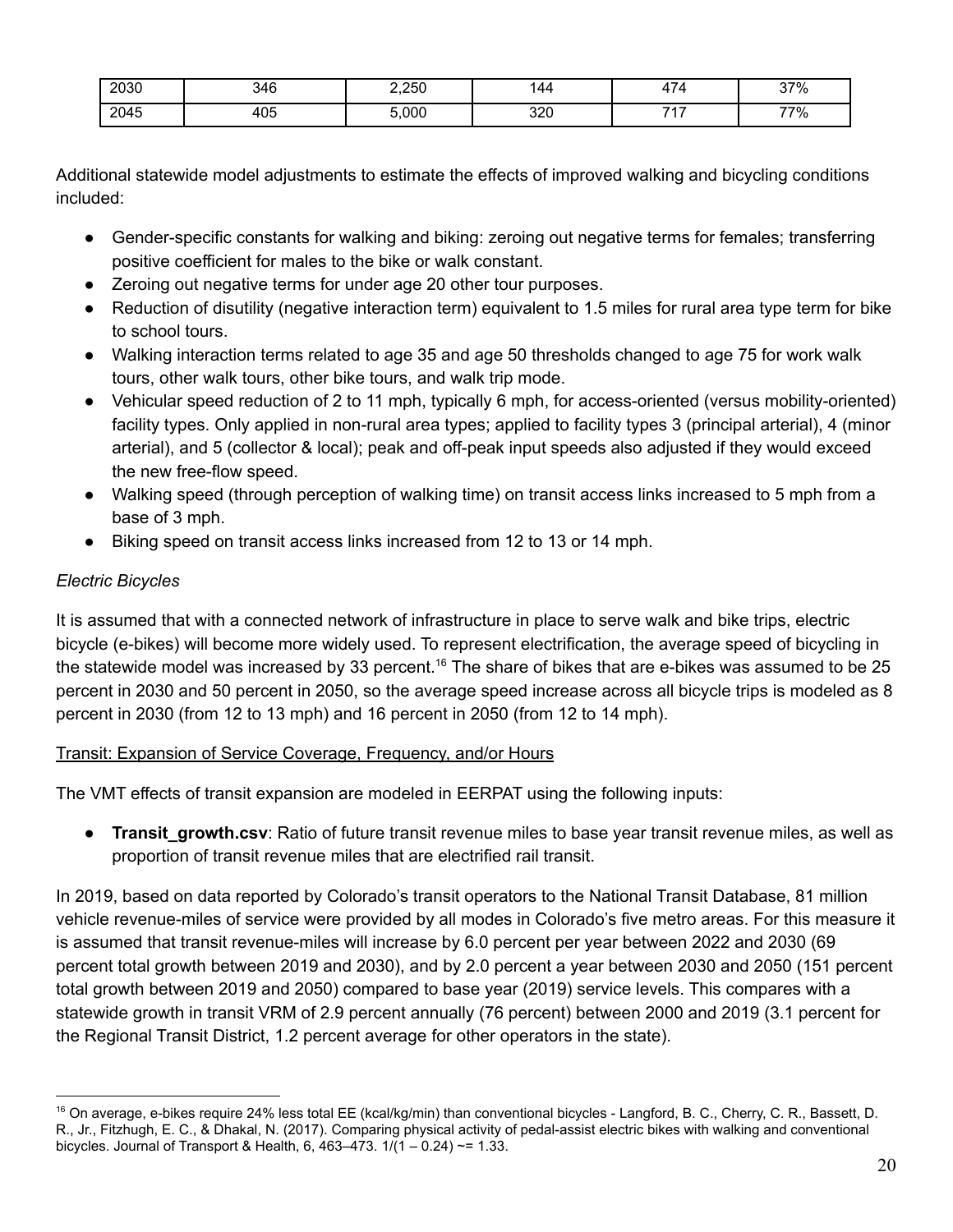| 2030 | 346 | 2,250 | 144 | 474 | 37% |
|---|---|---|---|---|---|
| 2045 | 405 | 5,000 | 320 | 717 | 77% |

Additional statewide model adjustments to estimate the effects of improved walking and bicycling conditions included:

- Gender-specific constants for walking and biking: zeroing out negative terms for females; transferring positive coefficient for males to the bike or walk constant.
- Zeroing out negative terms for under age 20 other tour purposes.
- Reduction of disutility (negative interaction term) equivalent to 1.5 miles for rural area type term for bike to school tours.
- Walking interaction terms related to age 35 and age 50 thresholds changed to age 75 for work walk tours, other walk tours, other bike tours, and walk trip mode.
- Vehicular speed reduction of 2 to 11 mph, typically 6 mph, for access-oriented (versus mobility-oriented) facility types. Only applied in non-rural area types; applied to facility types 3 (principal arterial), 4 (minor arterial), and 5 (collector & local); peak and off-peak input speeds also adjusted if they would exceed the new free-flow speed.
- Walking speed (through perception of walking time) on transit access links increased to 5 mph from a base of 3 mph.
- Biking speed on transit access links increased from 12 to 13 or 14 mph.

*Electric Bicycles*

It is assumed that with a connected network of infrastructure in place to serve walk and bike trips, electric bicycle (e-bikes) will become more widely used. To represent electrification, the average speed of bicycling in the statewide model was increased by 33 percent.[16] The share of bikes that are e-bikes was assumed to be 25 percent in 2030 and 50 percent in 2050, so the average speed increase across all bicycle trips is modeled as 8 percent in 2030 (from 12 to 13 mph) and 16 percent in 2050 (from 12 to 14 mph).

Transit: Expansion of Service Coverage, Frequency, and/or Hours

The VMT effects of transit expansion are modeled in EERPAT using the following inputs:

- **Transit_growth.csv**: Ratio of future transit revenue miles to base year transit revenue miles, as well as proportion of transit revenue miles that are electrified rail transit.

In 2019, based on data reported by Colorado's transit operators to the National Transit Database, 81 million vehicle revenue-miles of service were provided by all modes in Colorado's five metro areas. For this measure it is assumed that transit revenue-miles will increase by 6.0 percent per year between 2022 and 2030 (69 percent total growth between 2019 and 2030), and by 2.0 percent a year between 2030 and 2050 (151 percent total growth between 2019 and 2050) compared to base year (2019) service levels. This compares with a statewide growth in transit VRM of 2.9 percent annually (76 percent) between 2000 and 2019 (3.1 percent for the Regional Transit District, 1.2 percent average for other operators in the state).

[16] On average, e-bikes require 24% less total EE (kcal/kg/min) than conventional bicycles - Langford, B. C., Cherry, C. R., Bassett, D. R., Jr., Fitzhugh, E. C., & Dhakal, N. (2017). Comparing physical activity of pedal-assist electric bikes with walking and conventional bicycles. Journal of Transport & Health, 6, 463–473. $1/(1 - 0.24) \sim= 1.33$.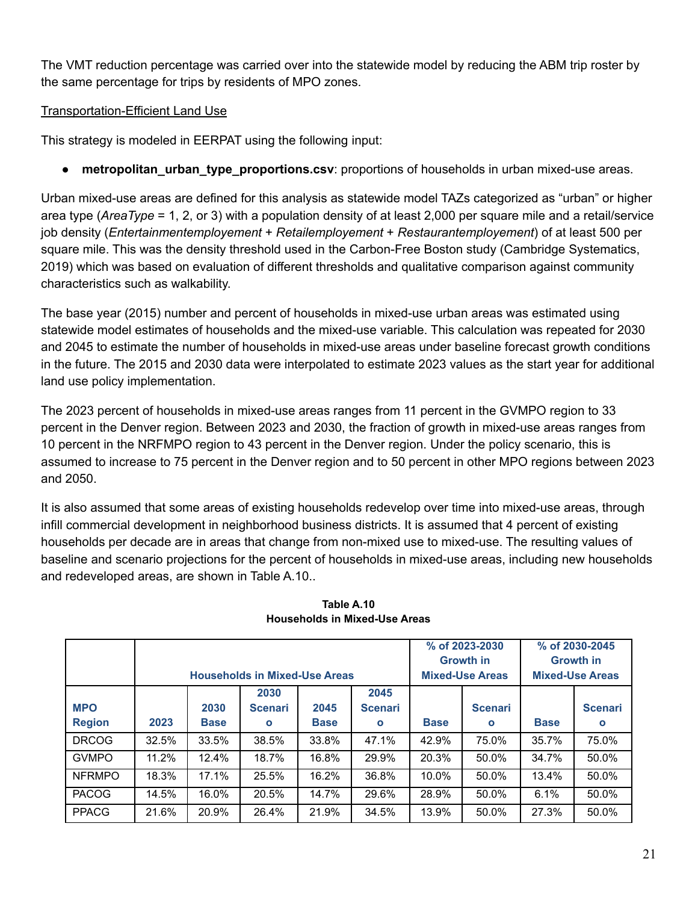The VMT reduction percentage was carried over into the statewide model by reducing the ABM trip roster by the same percentage for trips by residents of MPO zones.

<u>Transportation-Efficient Land Use</u>

This strategy is modeled in EERPAT using the following input:

- **metropolitan_urban_type_proportions.csv**: proportions of households in urban mixed-use areas.

Urban mixed-use areas are defined for this analysis as statewide model TAZs categorized as "urban" or higher area type (*AreaType* = 1, 2, or 3) with a population density of at least 2,000 per square mile and a retail/service job density (*Entertainmentemployement* + *Retailemployement* + *Restaurantemployement*) of at least 500 per square mile. This was the density threshold used in the Carbon-Free Boston study (Cambridge Systematics, 2019) which was based on evaluation of different thresholds and qualitative comparison against community characteristics such as walkability.

The base year (2015) number and percent of households in mixed-use urban areas was estimated using statewide model estimates of households and the mixed-use variable. This calculation was repeated for 2030 and 2045 to estimate the number of households in mixed-use areas under baseline forecast growth conditions in the future. The 2015 and 2030 data were interpolated to estimate 2023 values as the start year for additional land use policy implementation.

The 2023 percent of households in mixed-use areas ranges from 11 percent in the GVMPO region to 33 percent in the Denver region. Between 2023 and 2030, the fraction of growth in mixed-use areas ranges from 10 percent in the NRFMPO region to 43 percent in the Denver region. Under the policy scenario, this is assumed to increase to 75 percent in the Denver region and to 50 percent in other MPO regions between 2023 and 2050.

It is also assumed that some areas of existing households redevelop over time into mixed-use areas, through infill commercial development in neighborhood business districts. It is assumed that 4 percent of existing households per decade are in areas that change from non-mixed use to mixed-use. The resulting values of baseline and scenario projections for the percent of households in mixed-use areas, including new households and redeveloped areas, are shown in Table A.10..

**Table A.10**
**Households in Mixed-Use Areas**

| | Households in Mixed-Use Areas | | | | | % of 2023-2030 Growth in Mixed-Use Areas | | % of 2030-2045 Growth in Mixed-Use Areas | |
|---|---|---|---|---|---|---|---|---|---|
| MPO Region | 2023 | 2030 Base | 2030 Scenario | 2045 Base | 2045 Scenario | Base | Scenario | Base | Scenario |
| DRCOG | 32.5% | 33.5% | 38.5% | 33.8% | 47.1% | 42.9% | 75.0% | 35.7% | 75.0% |
| GVMPO | 11.2% | 12.4% | 18.7% | 16.8% | 29.9% | 20.3% | 50.0% | 34.7% | 50.0% |
| NFRMPO | 18.3% | 17.1% | 25.5% | 16.2% | 36.8% | 10.0% | 50.0% | 13.4% | 50.0% |
| PACOG | 14.5% | 16.0% | 20.5% | 14.7% | 29.6% | 28.9% | 50.0% | 6.1% | 50.0% |
| PPACG | 21.6% | 20.9% | 26.4% | 21.9% | 34.5% | 13.9% | 50.0% | 27.3% | 50.0% |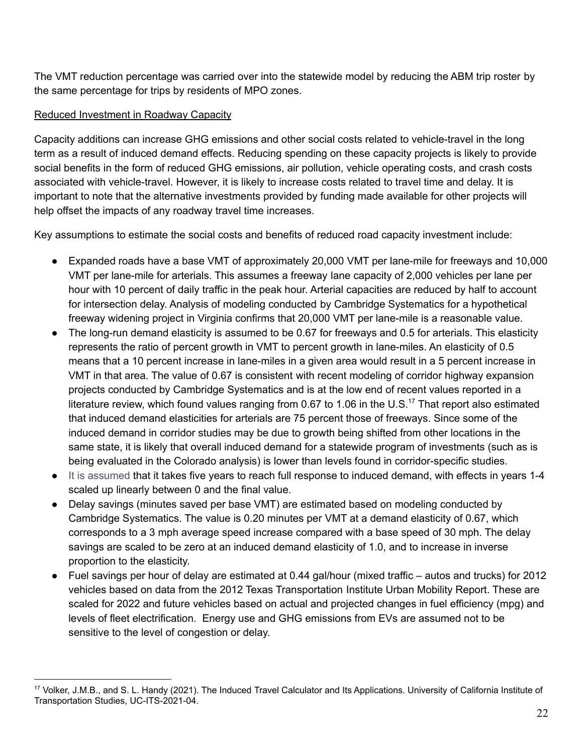The VMT reduction percentage was carried over into the statewide model by reducing the ABM trip roster by the same percentage for trips by residents of MPO zones.

Reduced Investment in Roadway Capacity

Capacity additions can increase GHG emissions and other social costs related to vehicle-travel in the long term as a result of induced demand effects. Reducing spending on these capacity projects is likely to provide social benefits in the form of reduced GHG emissions, air pollution, vehicle operating costs, and crash costs associated with vehicle-travel. However, it is likely to increase costs related to travel time and delay. It is important to note that the alternative investments provided by funding made available for other projects will help offset the impacts of any roadway travel time increases.

Key assumptions to estimate the social costs and benefits of reduced road capacity investment include:

- Expanded roads have a base VMT of approximately 20,000 VMT per lane-mile for freeways and 10,000 VMT per lane-mile for arterials. This assumes a freeway lane capacity of 2,000 vehicles per lane per hour with 10 percent of daily traffic in the peak hour. Arterial capacities are reduced by half to account for intersection delay. Analysis of modeling conducted by Cambridge Systematics for a hypothetical freeway widening project in Virginia confirms that 20,000 VMT per lane-mile is a reasonable value.
- The long-run demand elasticity is assumed to be 0.67 for freeways and 0.5 for arterials. This elasticity represents the ratio of percent growth in VMT to percent growth in lane-miles. An elasticity of 0.5 means that a 10 percent increase in lane-miles in a given area would result in a 5 percent increase in VMT in that area. The value of 0.67 is consistent with recent modeling of corridor highway expansion projects conducted by Cambridge Systematics and is at the low end of recent values reported in a literature review, which found values ranging from 0.67 to 1.06 in the U.S.[17] That report also estimated that induced demand elasticities for arterials are 75 percent those of freeways. Since some of the induced demand in corridor studies may be due to growth being shifted from other locations in the same state, it is likely that overall induced demand for a statewide program of investments (such as is being evaluated in the Colorado analysis) is lower than levels found in corridor-specific studies.
- It is assumed that it takes five years to reach full response to induced demand, with effects in years 1-4 scaled up linearly between 0 and the final value.
- Delay savings (minutes saved per base VMT) are estimated based on modeling conducted by Cambridge Systematics. The value is 0.20 minutes per VMT at a demand elasticity of 0.67, which corresponds to a 3 mph average speed increase compared with a base speed of 30 mph. The delay savings are scaled to be zero at an induced demand elasticity of 1.0, and to increase in inverse proportion to the elasticity.
- Fuel savings per hour of delay are estimated at 0.44 gal/hour (mixed traffic – autos and trucks) for 2012 vehicles based on data from the 2012 Texas Transportation Institute Urban Mobility Report. These are scaled for 2022 and future vehicles based on actual and projected changes in fuel efficiency (mpg) and levels of fleet electrification. Energy use and GHG emissions from EVs are assumed not to be sensitive to the level of congestion or delay.

[17] Volker, J.M.B., and S. L. Handy (2021). The Induced Travel Calculator and Its Applications. University of California Institute of Transportation Studies, UC-ITS-2021-04.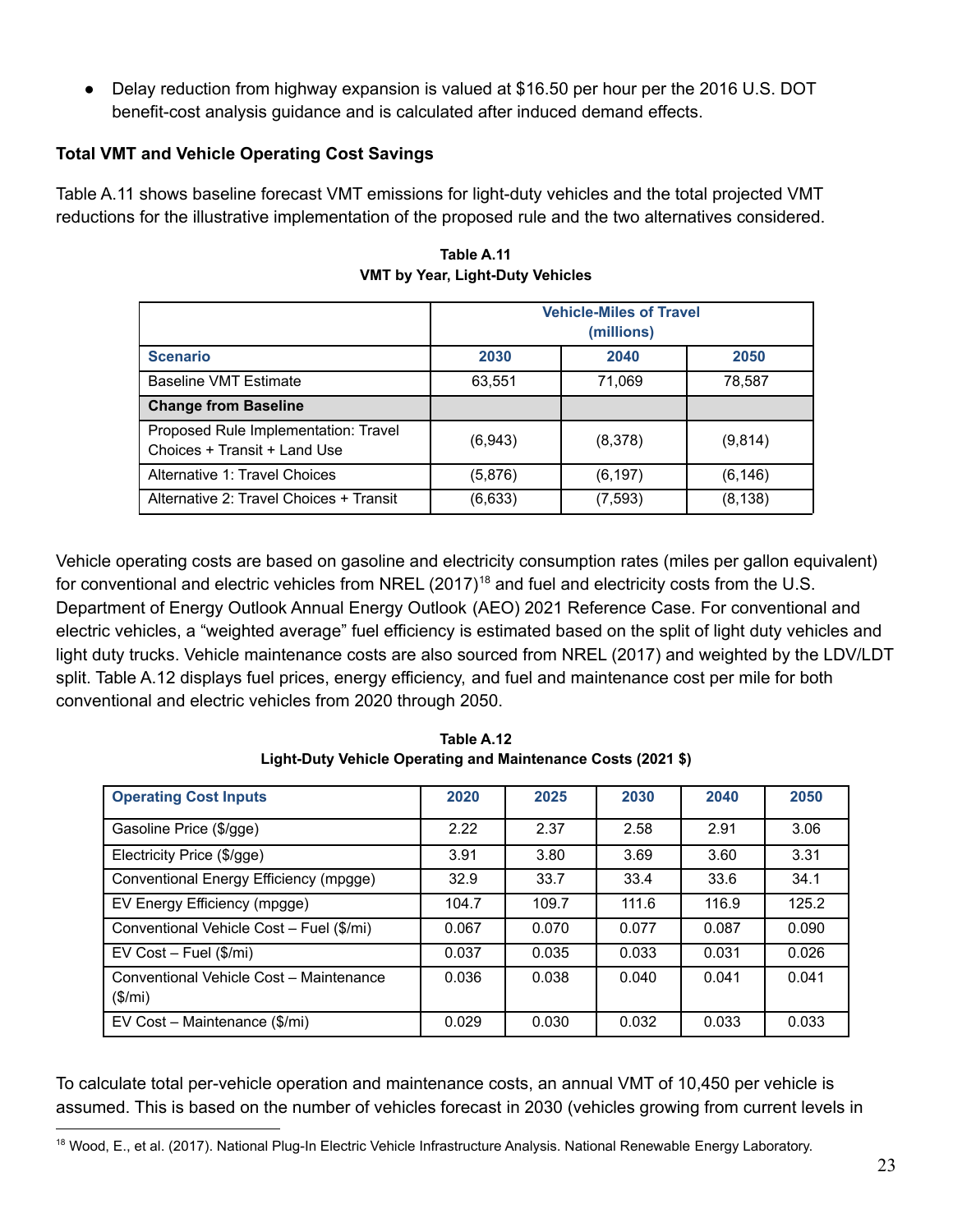- Delay reduction from highway expansion is valued at $16.50 per hour per the 2016 U.S. DOT benefit-cost analysis guidance and is calculated after induced demand effects.

**Total VMT and Vehicle Operating Cost Savings**

Table A.11 shows baseline forecast VMT emissions for light-duty vehicles and the total projected VMT reductions for the illustrative implementation of the proposed rule and the two alternatives considered.

**Table A.11**
**VMT by Year, Light-Duty Vehicles**

| | Vehicle-Miles of Travel (millions) | | |
|---|---|---|---|
| **Scenario** | **2030** | **2040** | **2050** |
| Baseline VMT Estimate | 63,551 | 71,069 | 78,587 |
| **Change from Baseline** | | | |
| Proposed Rule Implementation: Travel Choices + Transit + Land Use | (6,943) | (8,378) | (9,814) |
| Alternative 1: Travel Choices | (5,876) | (6,197) | (6,146) |
| Alternative 2: Travel Choices + Transit | (6,633) | (7,593) | (8,138) |

Vehicle operating costs are based on gasoline and electricity consumption rates (miles per gallon equivalent) for conventional and electric vehicles from NREL (2017)[18] and fuel and electricity costs from the U.S. Department of Energy Outlook Annual Energy Outlook (AEO) 2021 Reference Case. For conventional and electric vehicles, a "weighted average" fuel efficiency is estimated based on the split of light duty vehicles and light duty trucks. Vehicle maintenance costs are also sourced from NREL (2017) and weighted by the LDV/LDT split. Table A.12 displays fuel prices, energy efficiency, and fuel and maintenance cost per mile for both conventional and electric vehicles from 2020 through 2050.

**Table A.12**
**Light-Duty Vehicle Operating and Maintenance Costs (2021 $)**

| Operating Cost Inputs | 2020 | 2025 | 2030 | 2040 | 2050 |
|---|---|---|---|---|---|
| Gasoline Price ($/gge) | 2.22 | 2.37 | 2.58 | 2.91 | 3.06 |
| Electricity Price ($/gge) | 3.91 | 3.80 | 3.69 | 3.60 | 3.31 |
| Conventional Energy Efficiency (mpgge) | 32.9 | 33.7 | 33.4 | 33.6 | 34.1 |
| EV Energy Efficiency (mpgge) | 104.7 | 109.7 | 111.6 | 116.9 | 125.2 |
| Conventional Vehicle Cost – Fuel ($/mi) | 0.067 | 0.070 | 0.077 | 0.087 | 0.090 |
| EV Cost – Fuel ($/mi) | 0.037 | 0.035 | 0.033 | 0.031 | 0.026 |
| Conventional Vehicle Cost – Maintenance ($/mi) | 0.036 | 0.038 | 0.040 | 0.041 | 0.041 |
| EV Cost – Maintenance ($/mi) | 0.029 | 0.030 | 0.032 | 0.033 | 0.033 |

To calculate total per-vehicle operation and maintenance costs, an annual VMT of 10,450 per vehicle is assumed. This is based on the number of vehicles forecast in 2030 (vehicles growing from current levels in

[18] Wood, E., et al. (2017). National Plug-In Electric Vehicle Infrastructure Analysis. National Renewable Energy Laboratory.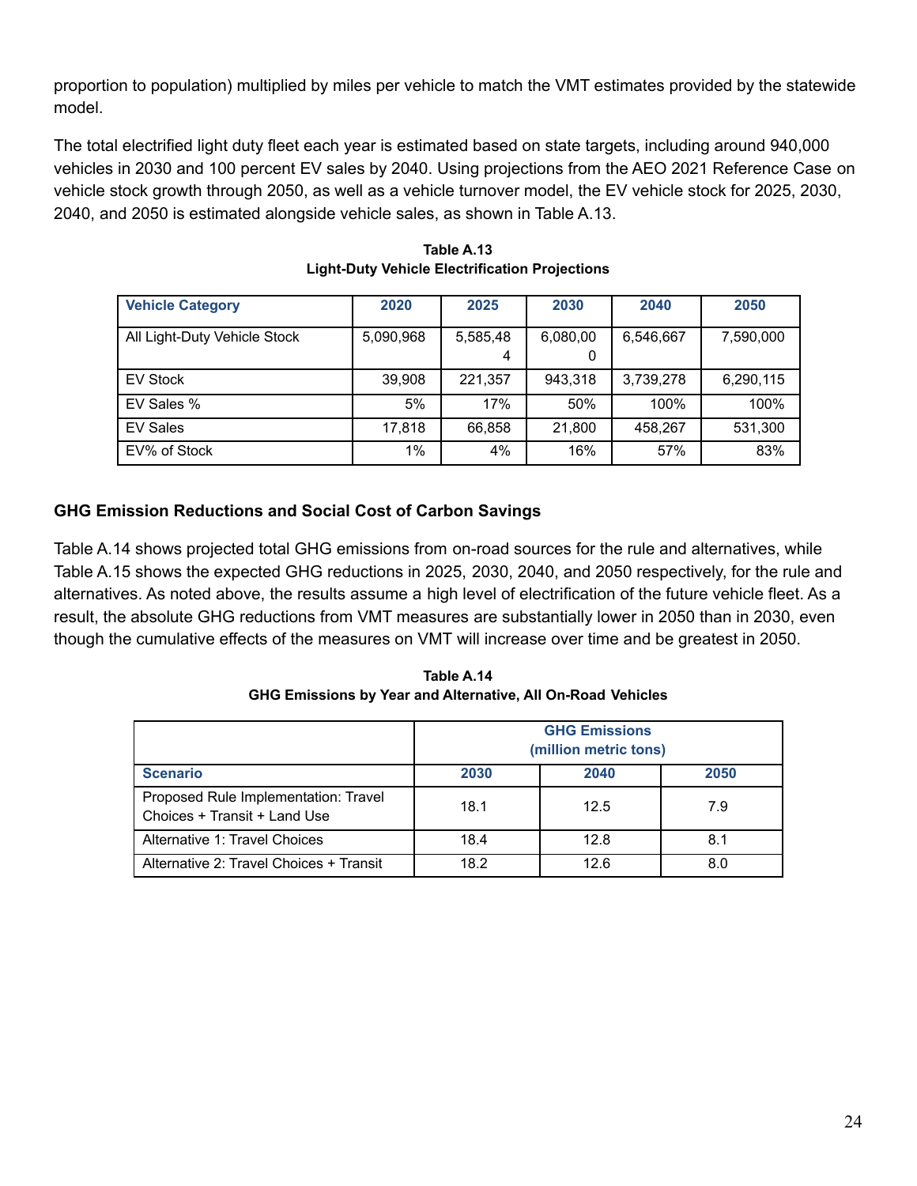proportion to population) multiplied by miles per vehicle to match the VMT estimates provided by the statewide model.

The total electrified light duty fleet each year is estimated based on state targets, including around 940,000 vehicles in 2030 and 100 percent EV sales by 2040. Using projections from the AEO 2021 Reference Case on vehicle stock growth through 2050, as well as a vehicle turnover model, the EV vehicle stock for 2025, 2030, 2040, and 2050 is estimated alongside vehicle sales, as shown in Table A.13.

**Table A.13**
**Light-Duty Vehicle Electrification Projections**

| Vehicle Category | 2020 | 2025 | 2030 | 2040 | 2050 |
|---|---|---|---|---|---|
| All Light-Duty Vehicle Stock | 5,090,968 | 5,585,484 | 6,080,000 | 6,546,667 | 7,590,000 |
| EV Stock | 39,908 | 221,357 | 943,318 | 3,739,278 | 6,290,115 |
| EV Sales % | 5% | 17% | 50% | 100% | 100% |
| EV Sales | 17,818 | 66,858 | 21,800 | 458,267 | 531,300 |
| EV% of Stock | 1% | 4% | 16% | 57% | 83% |

## GHG Emission Reductions and Social Cost of Carbon Savings

Table A.14 shows projected total GHG emissions from on-road sources for the rule and alternatives, while Table A.15 shows the expected GHG reductions in 2025, 2030, 2040, and 2050 respectively, for the rule and alternatives. As noted above, the results assume a high level of electrification of the future vehicle fleet. As a result, the absolute GHG reductions from VMT measures are substantially lower in 2050 than in 2030, even though the cumulative effects of the measures on VMT will increase over time and be greatest in 2050.

**Table A.14**
**GHG Emissions by Year and Alternative, All On-Road Vehicles**

| | GHG Emissions (million metric tons) | | |
|---|---|---|---|
| **Scenario** | **2030** | **2040** | **2050** |
| Proposed Rule Implementation: Travel Choices + Transit + Land Use | 18.1 | 12.5 | 7.9 |
| Alternative 1: Travel Choices | 18.4 | 12.8 | 8.1 |
| Alternative 2: Travel Choices + Transit | 18.2 | 12.6 | 8.0 |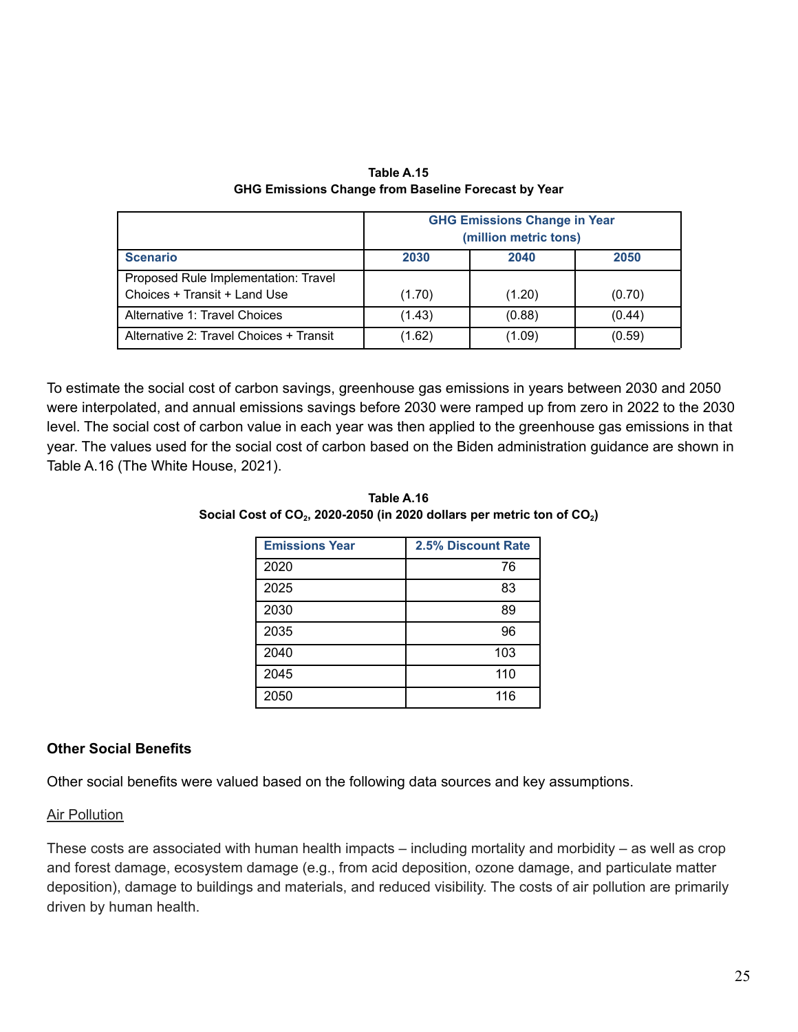**Table A.15**
**GHG Emissions Change from Baseline Forecast by Year**

| | GHG Emissions Change in Year (million metric tons) | | |
|---|---|---|---|
| **Scenario** | **2030** | **2040** | **2050** |
| Proposed Rule Implementation: Travel Choices + Transit + Land Use | (1.70) | (1.20) | (0.70) |
| Alternative 1: Travel Choices | (1.43) | (0.88) | (0.44) |
| Alternative 2: Travel Choices + Transit | (1.62) | (1.09) | (0.59) |

To estimate the social cost of carbon savings, greenhouse gas emissions in years between 2030 and 2050 were interpolated, and annual emissions savings before 2030 were ramped up from zero in 2022 to the 2030 level. The social cost of carbon value in each year was then applied to the greenhouse gas emissions in that year. The values used for the social cost of carbon based on the Biden administration guidance are shown in Table A.16 (The White House, 2021).

**Table A.16**
**Social Cost of $CO_2$, 2020-2050 (in 2020 dollars per metric ton of $CO_2$)**

| Emissions Year | 2.5% Discount Rate |
|---|---|
| 2020 | 76 |
| 2025 | 83 |
| 2030 | 89 |
| 2035 | 96 |
| 2040 | 103 |
| 2045 | 110 |
| 2050 | 116 |

**Other Social Benefits**

Other social benefits were valued based on the following data sources and key assumptions.

Air Pollution

These costs are associated with human health impacts – including mortality and morbidity – as well as crop and forest damage, ecosystem damage (e.g., from acid deposition, ozone damage, and particulate matter deposition), damage to buildings and materials, and reduced visibility. The costs of air pollution are primarily driven by human health.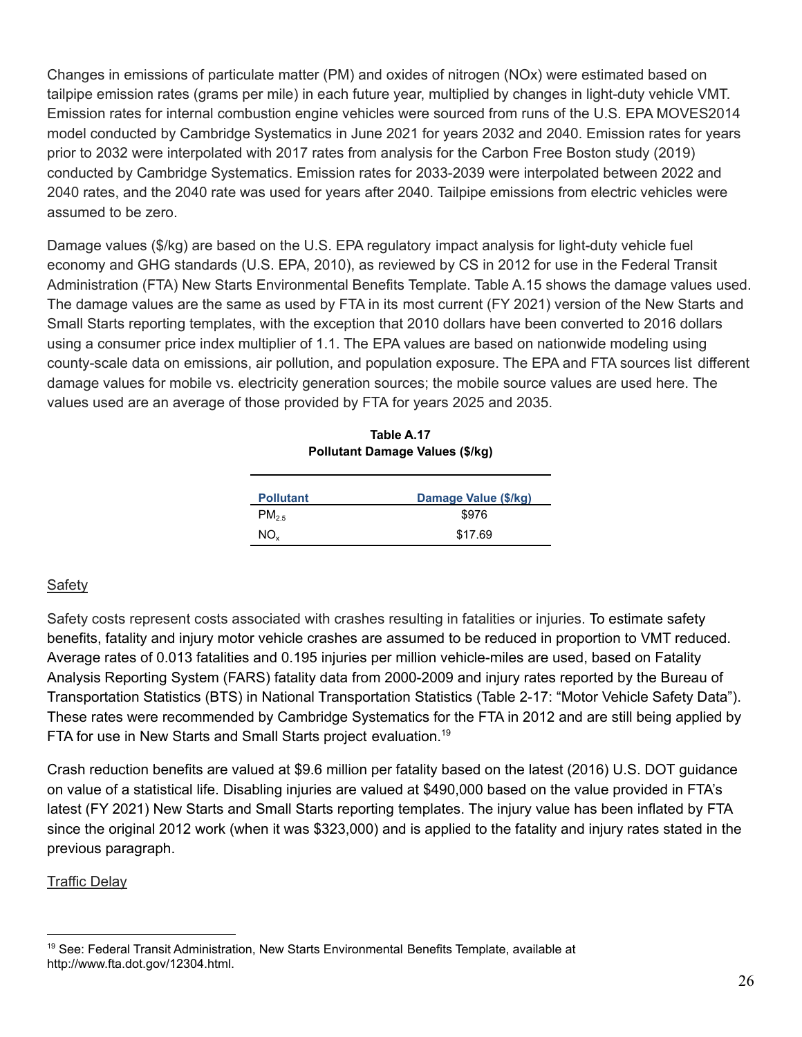Changes in emissions of particulate matter (PM) and oxides of nitrogen (NOx) were estimated based on tailpipe emission rates (grams per mile) in each future year, multiplied by changes in light-duty vehicle VMT. Emission rates for internal combustion engine vehicles were sourced from runs of the U.S. EPA MOVES2014 model conducted by Cambridge Systematics in June 2021 for years 2032 and 2040. Emission rates for years prior to 2032 were interpolated with 2017 rates from analysis for the Carbon Free Boston study (2019) conducted by Cambridge Systematics. Emission rates for 2033-2039 were interpolated between 2022 and 2040 rates, and the 2040 rate was used for years after 2040. Tailpipe emissions from electric vehicles were assumed to be zero.

Damage values ($/kg) are based on the U.S. EPA regulatory impact analysis for light-duty vehicle fuel economy and GHG standards (U.S. EPA, 2010), as reviewed by CS in 2012 for use in the Federal Transit Administration (FTA) New Starts Environmental Benefits Template. Table A.15 shows the damage values used. The damage values are the same as used by FTA in its most current (FY 2021) version of the New Starts and Small Starts reporting templates, with the exception that 2010 dollars have been converted to 2016 dollars using a consumer price index multiplier of 1.1. The EPA values are based on nationwide modeling using county-scale data on emissions, air pollution, and population exposure. The EPA and FTA sources list different damage values for mobile vs. electricity generation sources; the mobile source values are used here. The values used are an average of those provided by FTA for years 2025 and 2035.

**Table A.17**
**Pollutant Damage Values ($/kg)**

| Pollutant | Damage Value ($/kg) |
|---|---|
| $PM_{2.5}$ | $976 |
| $NO_x$ | $17.69 |

## Safety

Safety costs represent costs associated with crashes resulting in fatalities or injuries. To estimate safety benefits, fatality and injury motor vehicle crashes are assumed to be reduced in proportion to VMT reduced. Average rates of 0.013 fatalities and 0.195 injuries per million vehicle-miles are used, based on Fatality Analysis Reporting System (FARS) fatality data from 2000-2009 and injury rates reported by the Bureau of Transportation Statistics (BTS) in National Transportation Statistics (Table 2-17: "Motor Vehicle Safety Data"). These rates were recommended by Cambridge Systematics for the FTA in 2012 and are still being applied by FTA for use in New Starts and Small Starts project evaluation.[19]

Crash reduction benefits are valued at $9.6 million per fatality based on the latest (2016) U.S. DOT guidance on value of a statistical life. Disabling injuries are valued at $490,000 based on the value provided in FTA's latest (FY 2021) New Starts and Small Starts reporting templates. The injury value has been inflated by FTA since the original 2012 work (when it was $323,000) and is applied to the fatality and injury rates stated in the previous paragraph.

## Traffic Delay

[19] See: Federal Transit Administration, New Starts Environmental Benefits Template, available at http://www.fta.dot.gov/12304.html.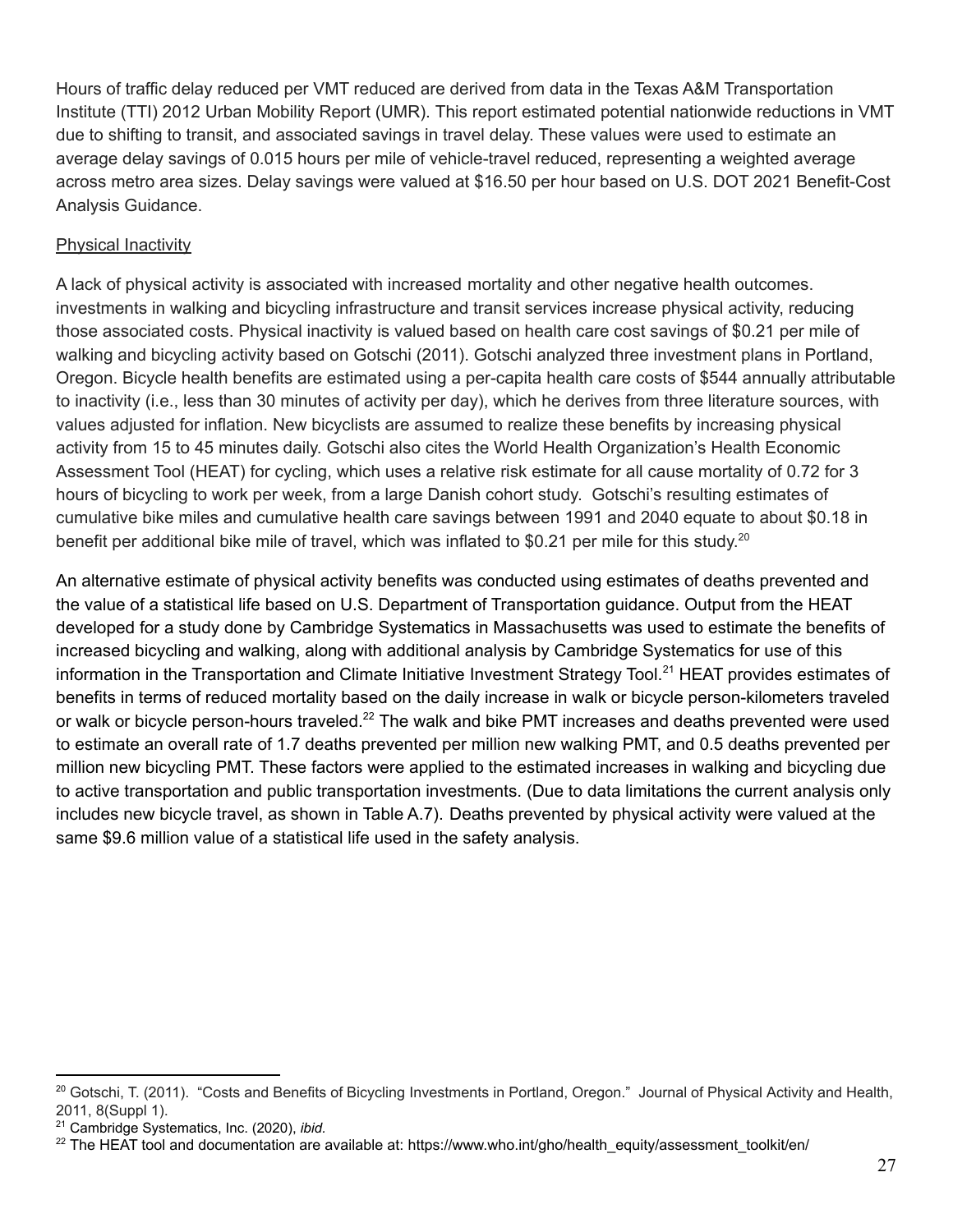Hours of traffic delay reduced per VMT reduced are derived from data in the Texas A&M Transportation Institute (TTI) 2012 Urban Mobility Report (UMR). This report estimated potential nationwide reductions in VMT due to shifting to transit, and associated savings in travel delay. These values were used to estimate an average delay savings of 0.015 hours per mile of vehicle-travel reduced, representing a weighted average across metro area sizes. Delay savings were valued at $16.50 per hour based on U.S. DOT 2021 Benefit-Cost Analysis Guidance.

<u>Physical Inactivity</u>

A lack of physical activity is associated with increased mortality and other negative health outcomes. investments in walking and bicycling infrastructure and transit services increase physical activity, reducing those associated costs. Physical inactivity is valued based on health care cost savings of $0.21 per mile of walking and bicycling activity based on Gotschi (2011). Gotschi analyzed three investment plans in Portland, Oregon. Bicycle health benefits are estimated using a per-capita health care costs of $544 annually attributable to inactivity (i.e., less than 30 minutes of activity per day), which he derives from three literature sources, with values adjusted for inflation. New bicyclists are assumed to realize these benefits by increasing physical activity from 15 to 45 minutes daily. Gotschi also cites the World Health Organization's Health Economic Assessment Tool (HEAT) for cycling, which uses a relative risk estimate for all cause mortality of 0.72 for 3 hours of bicycling to work per week, from a large Danish cohort study. Gotschi's resulting estimates of cumulative bike miles and cumulative health care savings between 1991 and 2040 equate to about $0.18 in benefit per additional bike mile of travel, which was inflated to $0.21 per mile for this study.[20]

An alternative estimate of physical activity benefits was conducted using estimates of deaths prevented and the value of a statistical life based on U.S. Department of Transportation guidance. Output from the HEAT developed for a study done by Cambridge Systematics in Massachusetts was used to estimate the benefits of increased bicycling and walking, along with additional analysis by Cambridge Systematics for use of this information in the Transportation and Climate Initiative Investment Strategy Tool.[21] HEAT provides estimates of benefits in terms of reduced mortality based on the daily increase in walk or bicycle person-kilometers traveled or walk or bicycle person-hours traveled.[22] The walk and bike PMT increases and deaths prevented were used to estimate an overall rate of 1.7 deaths prevented per million new walking PMT, and 0.5 deaths prevented per million new bicycling PMT. These factors were applied to the estimated increases in walking and bicycling due to active transportation and public transportation investments. (Due to data limitations the current analysis only includes new bicycle travel, as shown in Table A.7). Deaths prevented by physical activity were valued at the same $9.6 million value of a statistical life used in the safety analysis.

---

[20] Gotschi, T. (2011). "Costs and Benefits of Bicycling Investments in Portland, Oregon." Journal of Physical Activity and Health, 2011, 8(Suppl 1).

[21] Cambridge Systematics, Inc. (2020), *ibid.*

[22] The HEAT tool and documentation are available at: https://www.who.int/gho/health_equity/assessment_toolkit/en/